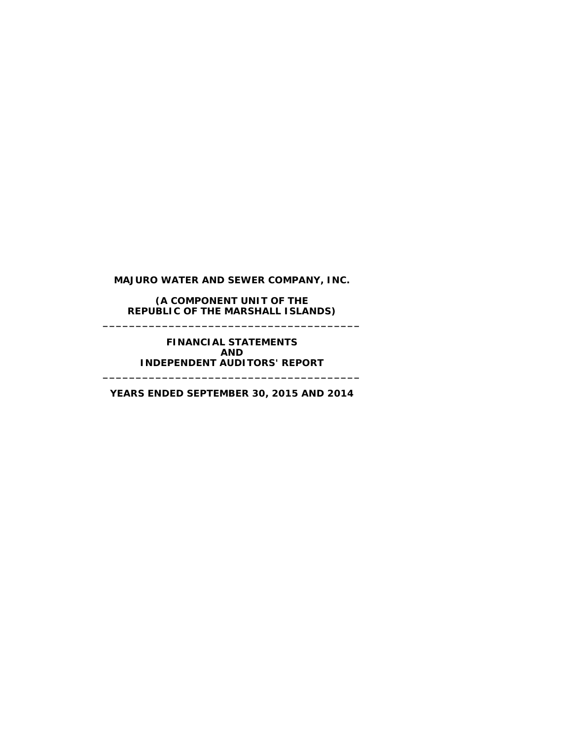**MAJURO WATER AND SEWER COMPANY, INC.**

**(A COMPONENT UNIT OF THE REPUBLIC OF THE MARSHALL ISLANDS)**

---

**FINANCIAL STATEMENTS AND INDEPENDENT AUDITORS' REPORT**

---

**YEARS ENDED SEPTEMBER 30, 2015 AND 2014**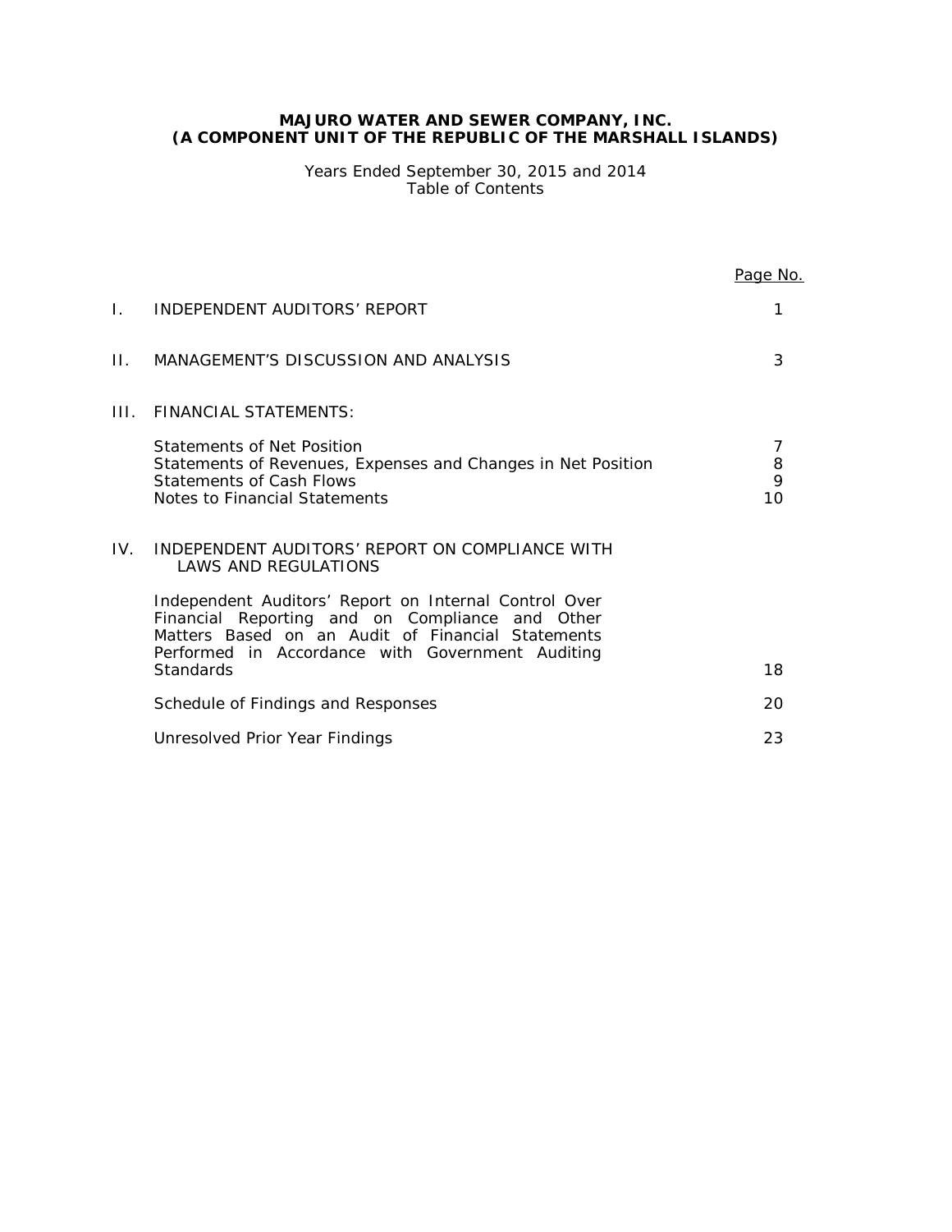# MAJURO WATER AND SEWER COMPANY, INC.
# (A COMPONENT UNIT OF THE REPUBLIC OF THE MARSHALL ISLANDS)

Years Ended September 30, 2015 and 2014
Table of Contents

| | | Page No. |
|---|---|---|
| I. | INDEPENDENT AUDITORS' REPORT | 1 |
| II. | MANAGEMENT'S DISCUSSION AND ANALYSIS | 3 |
| III. | FINANCIAL STATEMENTS: | |
| | Statements of Net Position | 7 |
| | Statements of Revenues, Expenses and Changes in Net Position | 8 |
| | Statements of Cash Flows | 9 |
| | Notes to Financial Statements | 10 |
| IV. | INDEPENDENT AUDITORS' REPORT ON COMPLIANCE WITH LAWS AND REGULATIONS | |
| | Independent Auditors' Report on Internal Control Over Financial Reporting and on Compliance and Other Matters Based on an Audit of Financial Statements Performed in Accordance with Government Auditing Standards | 18 |
| | Schedule of Findings and Responses | 20 |
| | Unresolved Prior Year Findings | 23 |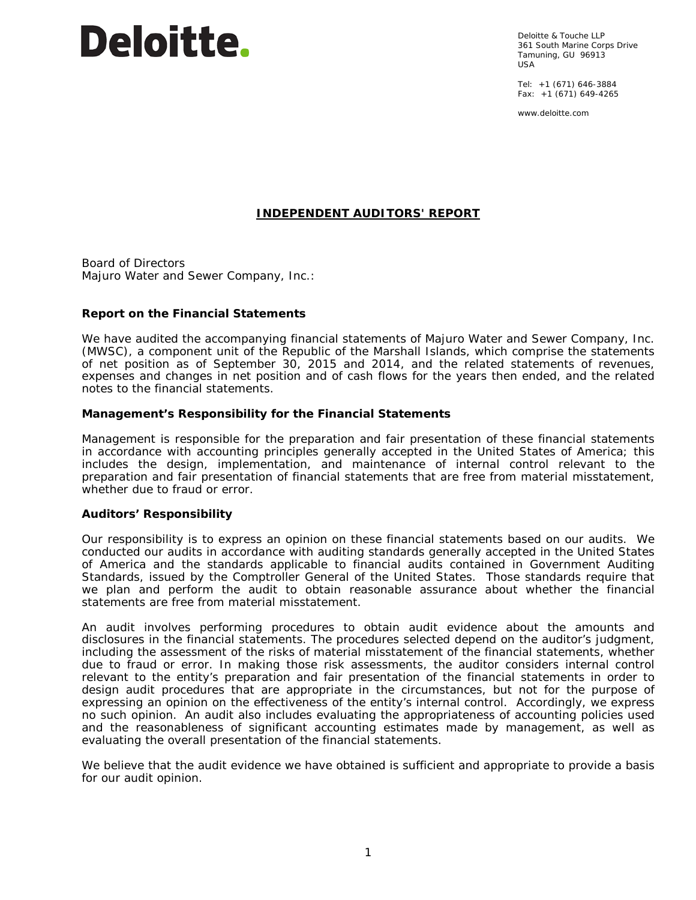# Deloitte.

Deloitte & Touche LLP
361 South Marine Corps Drive
Tamuning, GU 96913
USA

Tel: +1 (671) 646-3884
Fax: +1 (671) 649-4265

www.deloitte.com

## INDEPENDENT AUDITORS' REPORT

Board of Directors
Majuro Water and Sewer Company, Inc.:

### Report on the Financial Statements

We have audited the accompanying financial statements of Majuro Water and Sewer Company, Inc. (MWSC), a component unit of the Republic of the Marshall Islands, which comprise the statements of net position as of September 30, 2015 and 2014, and the related statements of revenues, expenses and changes in net position and of cash flows for the years then ended, and the related notes to the financial statements.

### Management's Responsibility for the Financial Statements

Management is responsible for the preparation and fair presentation of these financial statements in accordance with accounting principles generally accepted in the United States of America; this includes the design, implementation, and maintenance of internal control relevant to the preparation and fair presentation of financial statements that are free from material misstatement, whether due to fraud or error.

### Auditors' Responsibility

Our responsibility is to express an opinion on these financial statements based on our audits. We conducted our audits in accordance with auditing standards generally accepted in the United States of America and the standards applicable to financial audits contained in *Government Auditing Standards*, issued by the Comptroller General of the United States. Those standards require that we plan and perform the audit to obtain reasonable assurance about whether the financial statements are free from material misstatement.

An audit involves performing procedures to obtain audit evidence about the amounts and disclosures in the financial statements. The procedures selected depend on the auditor's judgment, including the assessment of the risks of material misstatement of the financial statements, whether due to fraud or error. In making those risk assessments, the auditor considers internal control relevant to the entity's preparation and fair presentation of the financial statements in order to design audit procedures that are appropriate in the circumstances, but not for the purpose of expressing an opinion on the effectiveness of the entity's internal control. Accordingly, we express no such opinion. An audit also includes evaluating the appropriateness of accounting policies used and the reasonableness of significant accounting estimates made by management, as well as evaluating the overall presentation of the financial statements.

We believe that the audit evidence we have obtained is sufficient and appropriate to provide a basis for our audit opinion.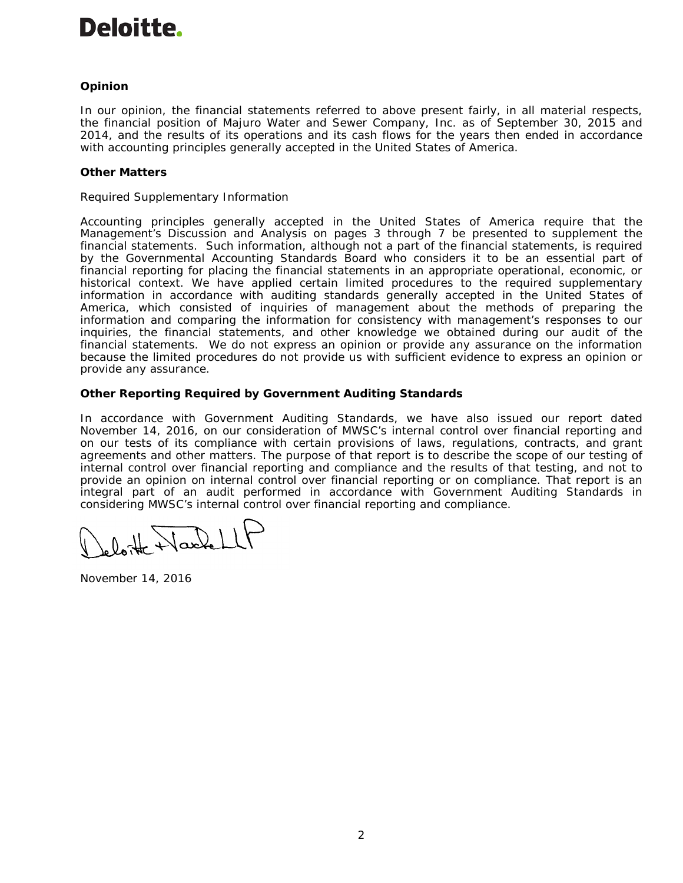**Opinion**

In our opinion, the financial statements referred to above present fairly, in all material respects, the financial position of Majuro Water and Sewer Company, Inc. as of September 30, 2015 and 2014, and the results of its operations and its cash flows for the years then ended in accordance with accounting principles generally accepted in the United States of America.

**Other Matters**

Required Supplementary Information

Accounting principles generally accepted in the United States of America require that the Management's Discussion and Analysis on pages 3 through 7 be presented to supplement the financial statements. Such information, although not a part of the financial statements, is required by the Governmental Accounting Standards Board who considers it to be an essential part of financial reporting for placing the financial statements in an appropriate operational, economic, or historical context. We have applied certain limited procedures to the required supplementary information in accordance with auditing standards generally accepted in the United States of America, which consisted of inquiries of management about the methods of preparing the information and comparing the information for consistency with management's responses to our inquiries, the financial statements, and other knowledge we obtained during our audit of the financial statements. We do not express an opinion or provide any assurance on the information because the limited procedures do not provide us with sufficient evidence to express an opinion or provide any assurance.

**Other Reporting Required by Government Auditing Standards**

In accordance with Government Auditing Standards, we have also issued our report dated November 14, 2016, on our consideration of MWSC's internal control over financial reporting and on our tests of its compliance with certain provisions of laws, regulations, contracts, and grant agreements and other matters. The purpose of that report is to describe the scope of our testing of internal control over financial reporting and compliance and the results of that testing, and not to provide an opinion on internal control over financial reporting or on compliance. That report is an integral part of an audit performed in accordance with Government Auditing Standards in considering MWSC's internal control over financial reporting and compliance.

Deloitte & Touche LLP

November 14, 2016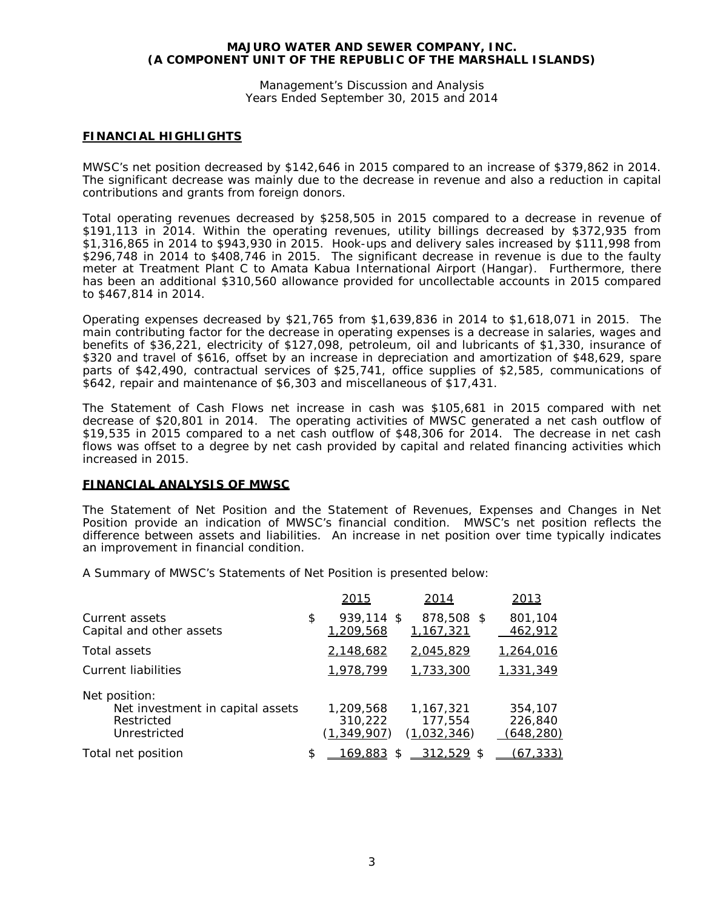**MAJURO WATER AND SEWER COMPANY, INC.**
**(A COMPONENT UNIT OF THE REPUBLIC OF THE MARSHALL ISLANDS)**

Management's Discussion and Analysis
Years Ended September 30, 2015 and 2014

## FINANCIAL HIGHLIGHTS

MWSC's net position decreased by $142,646 in 2015 compared to an increase of $379,862 in 2014. The significant decrease was mainly due to the decrease in revenue and also a reduction in capital contributions and grants from foreign donors.

Total operating revenues decreased by $258,505 in 2015 compared to a decrease in revenue of $191,113 in 2014. Within the operating revenues, utility billings decreased by $372,935 from $1,316,865 in 2014 to $943,930 in 2015. Hook-ups and delivery sales increased by $111,998 from $296,748 in 2014 to $408,746 in 2015. The significant decrease in revenue is due to the faulty meter at Treatment Plant C to Amata Kabua International Airport (Hangar). Furthermore, there has been an additional $310,560 allowance provided for uncollectable accounts in 2015 compared to $467,814 in 2014.

Operating expenses decreased by $21,765 from $1,639,836 in 2014 to $1,618,071 in 2015. The main contributing factor for the decrease in operating expenses is a decrease in salaries, wages and benefits of $36,221, electricity of $127,098, petroleum, oil and lubricants of $1,330, insurance of $320 and travel of $616, offset by an increase in depreciation and amortization of $48,629, spare parts of $42,490, contractual services of $25,741, office supplies of $2,585, communications of $642, repair and maintenance of $6,303 and miscellaneous of $17,431.

The Statement of Cash Flows net increase in cash was $105,681 in 2015 compared with net decrease of $20,801 in 2014. The operating activities of MWSC generated a net cash outflow of $19,535 in 2015 compared to a net cash outflow of $48,306 for 2014. The decrease in net cash flows was offset to a degree by net cash provided by capital and related financing activities which increased in 2015.

## FINANCIAL ANALYSIS OF MWSC

The Statement of Net Position and the Statement of Revenues, Expenses and Changes in Net Position provide an indication of MWSC's financial condition. MWSC's net position reflects the difference between assets and liabilities. An increase in net position over time typically indicates an improvement in financial condition.

A Summary of MWSC's Statements of Net Position is presented below:

| | 2015 | 2014 | 2013 |
|---|---|---|---|
| Current assets | $ 939,114 | $ 878,508 | $ 801,104 |
| Capital and other assets | 1,209,568 | 1,167,321 | 462,912 |
| Total assets | 2,148,682 | 2,045,829 | 1,264,016 |
| Current liabilities | 1,978,799 | 1,733,300 | 1,331,349 |
| Net position: | | | |
| Net investment in capital assets | 1,209,568 | 1,167,321 | 354,107 |
| Restricted | 310,222 | 177,554 | 226,840 |
| Unrestricted | (1,349,907) | (1,032,346) | (648,280) |
| Total net position | $ 169,883 | $ 312,529 | $ (67,333) |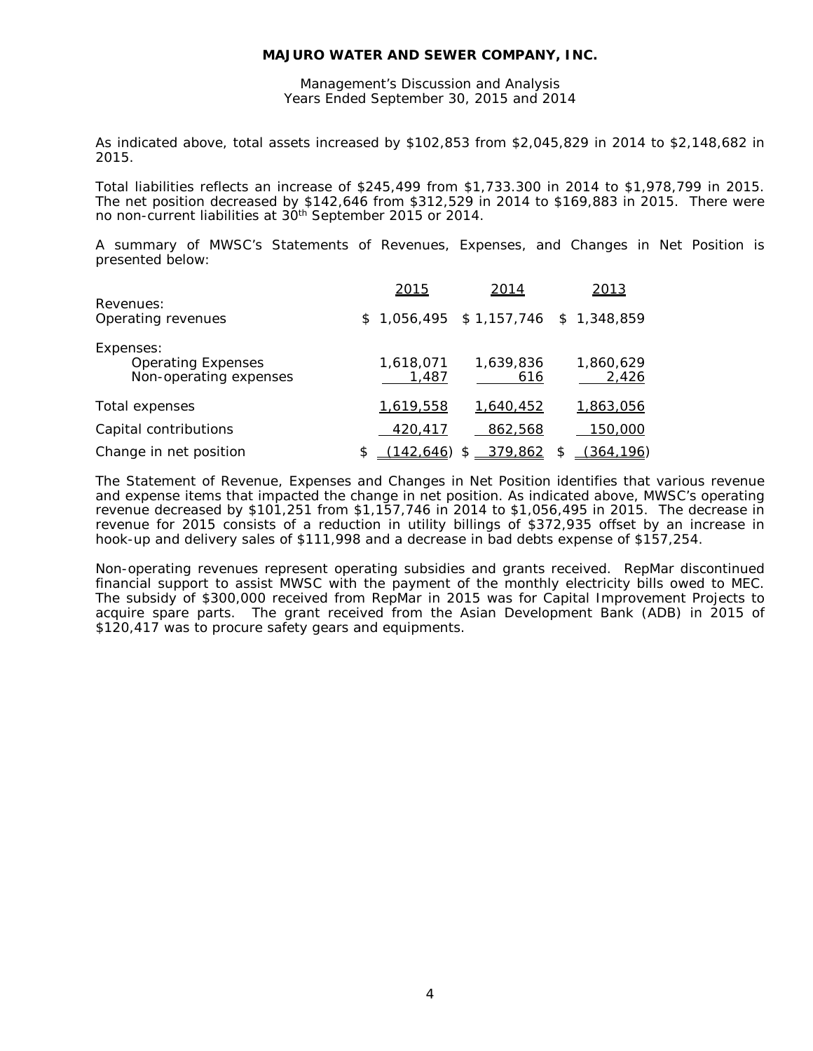As indicated above, total assets increased by $102,853 from $2,045,829 in 2014 to $2,148,682 in 2015.

Total liabilities reflects an increase of $245,499 from $1,733.300 in 2014 to $1,978,799 in 2015. The net position decreased by $142,646 from $312,529 in 2014 to $169,883 in 2015. There were no non-current liabilities at 30th September 2015 or 2014.

A summary of MWSC's Statements of Revenues, Expenses, and Changes in Net Position is presented below:

| | 2015 | 2014 | 2013 |
|---|---|---|---|
| Revenues: | | | |
| Operating revenues | $ 1,056,495 | $ 1,157,746 | $ 1,348,859 |
| Expenses: | | | |
| Operating Expenses | 1,618,071 | 1,639,836 | 1,860,629 |
| Non-operating expenses | 1,487 | 616 | 2,426 |
| Total expenses | 1,619,558 | 1,640,452 | 1,863,056 |
| Capital contributions | 420,417 | 862,568 | 150,000 |
| Change in net position | $ (142,646) | $ 379,862 | $ (364,196) |

The Statement of Revenue, Expenses and Changes in Net Position identifies that various revenue and expense items that impacted the change in net position. As indicated above, MWSC's operating revenue decreased by $101,251 from $1,157,746 in 2014 to $1,056,495 in 2015. The decrease in revenue for 2015 consists of a reduction in utility billings of $372,935 offset by an increase in hook-up and delivery sales of $111,998 and a decrease in bad debts expense of $157,254.

Non-operating revenues represent operating subsidies and grants received. RepMar discontinued financial support to assist MWSC with the payment of the monthly electricity bills owed to MEC. The subsidy of $300,000 received from RepMar in 2015 was for Capital Improvement Projects to acquire spare parts. The grant received from the Asian Development Bank (ADB) in 2015 of $120,417 was to procure safety gears and equipments.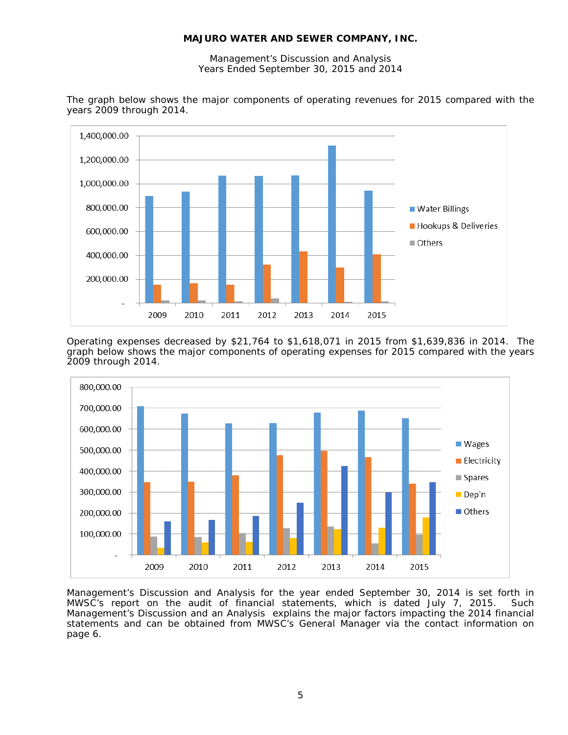The graph below shows the major components of operating revenues for 2015 compared with the years 2009 through 2014.

Operating expenses decreased by $21,764 to $1,618,071 in 2015 from $1,639,836 in 2014. The graph below shows the major components of operating expenses for 2015 compared with the years 2009 through 2014.

Management's Discussion and Analysis for the year ended September 30, 2014 is set forth in MWSC's report on the audit of financial statements, which is dated July 7, 2015. Such Management's Discussion and an Analysis explains the major factors impacting the 2014 financial statements and can be obtained from MWSC's General Manager via the contact information on page 6.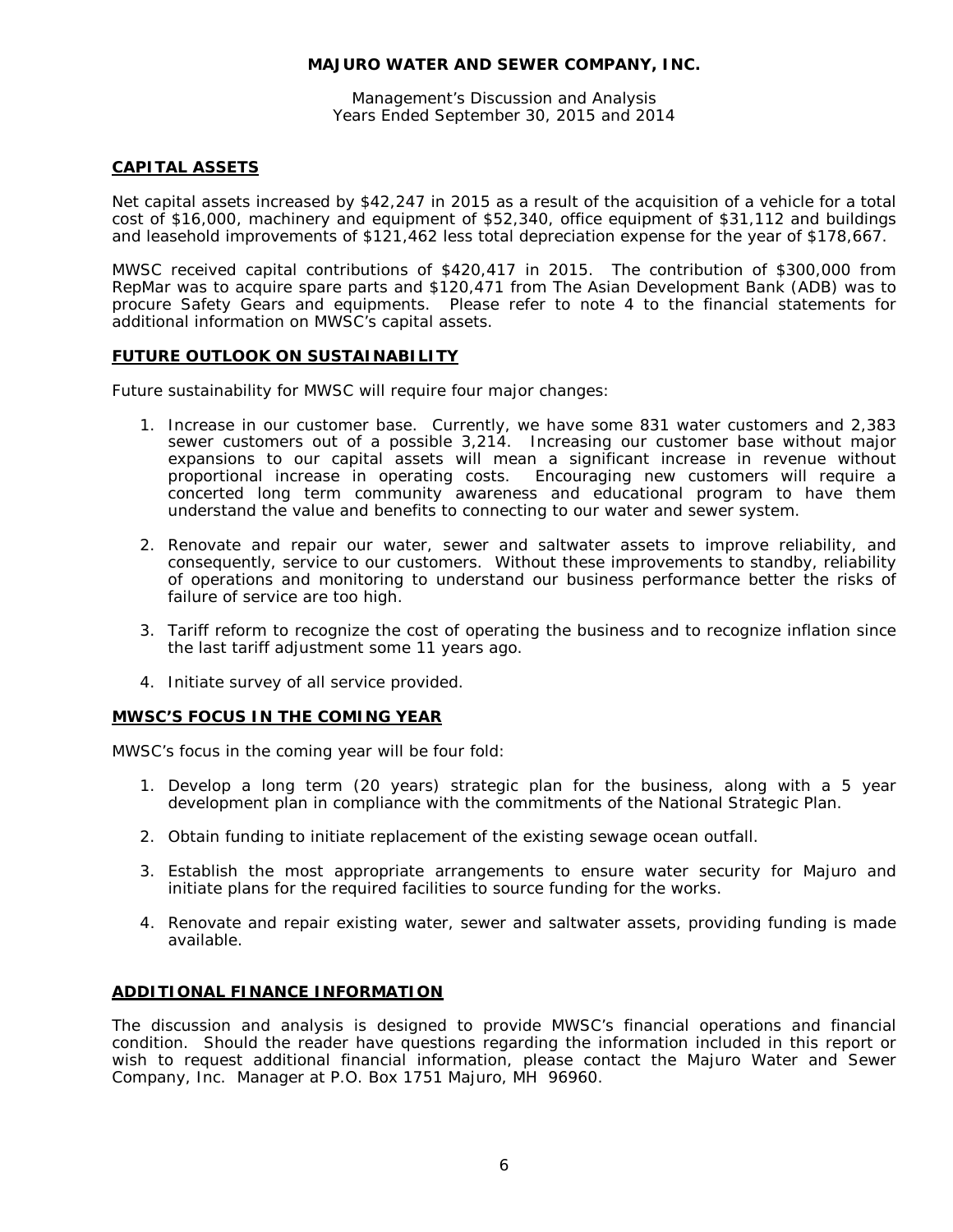**MAJURO WATER AND SEWER COMPANY, INC.**

Management's Discussion and Analysis
Years Ended September 30, 2015 and 2014

## CAPITAL ASSETS

Net capital assets increased by $42,247 in 2015 as a result of the acquisition of a vehicle for a total cost of $16,000, machinery and equipment of $52,340, office equipment of $31,112 and buildings and leasehold improvements of $121,462 less total depreciation expense for the year of $178,667.

MWSC received capital contributions of $420,417 in 2015. The contribution of $300,000 from RepMar was to acquire spare parts and $120,471 from The Asian Development Bank (ADB) was to procure Safety Gears and equipments. Please refer to note 4 to the financial statements for additional information on MWSC's capital assets.

## FUTURE OUTLOOK ON SUSTAINABILITY

Future sustainability for MWSC will require four major changes:

1. Increase in our customer base. Currently, we have some 831 water customers and 2,383 sewer customers out of a possible 3,214. Increasing our customer base without major expansions to our capital assets will mean a significant increase in revenue without proportional increase in operating costs. Encouraging new customers will require a concerted long term community awareness and educational program to have them understand the value and benefits to connecting to our water and sewer system.

2. Renovate and repair our water, sewer and saltwater assets to improve reliability, and consequently, service to our customers. Without these improvements to standby, reliability of operations and monitoring to understand our business performance better the risks of failure of service are too high.

3. Tariff reform to recognize the cost of operating the business and to recognize inflation since the last tariff adjustment some 11 years ago.

4. Initiate survey of all service provided.

## MWSC'S FOCUS IN THE COMING YEAR

MWSC's focus in the coming year will be four fold:

1. Develop a long term (20 years) strategic plan for the business, along with a 5 year development plan in compliance with the commitments of the National Strategic Plan.

2. Obtain funding to initiate replacement of the existing sewage ocean outfall.

3. Establish the most appropriate arrangements to ensure water security for Majuro and initiate plans for the required facilities to source funding for the works.

4. Renovate and repair existing water, sewer and saltwater assets, providing funding is made available.

## ADDITIONAL FINANCE INFORMATION

The discussion and analysis is designed to provide MWSC's financial operations and financial condition. Should the reader have questions regarding the information included in this report or wish to request additional financial information, please contact the Majuro Water and Sewer Company, Inc. Manager at P.O. Box 1751 Majuro, MH 96960.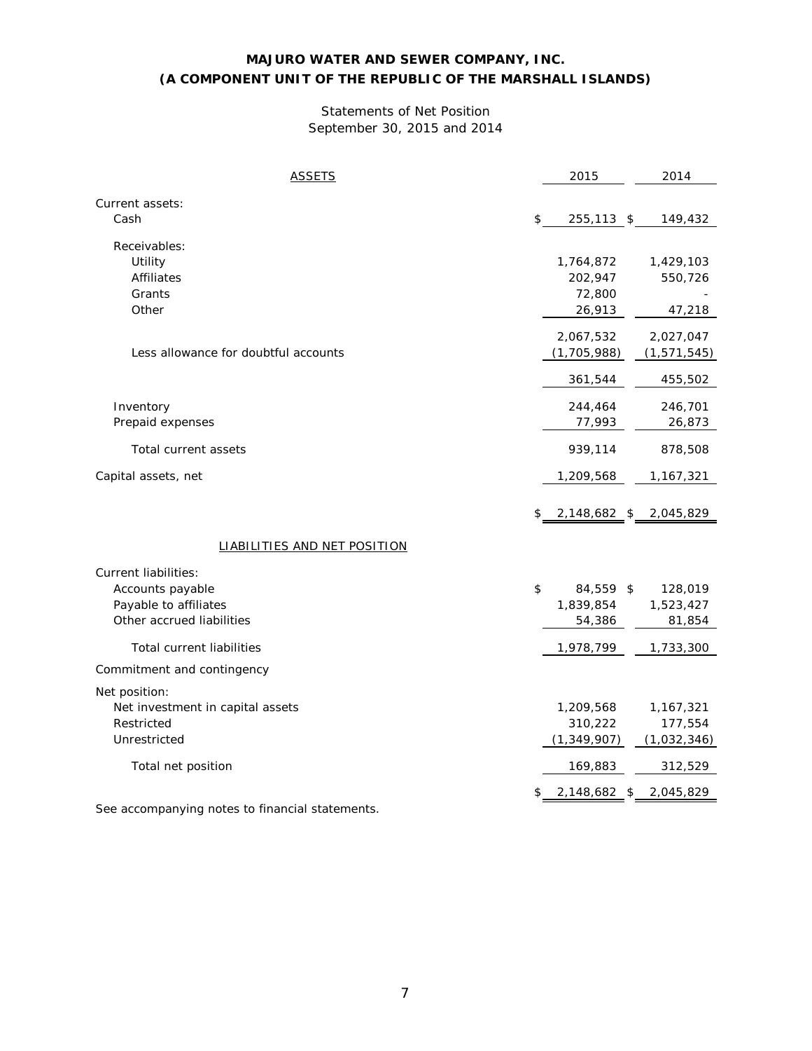# MAJURO WATER AND SEWER COMPANY, INC.
# (A COMPONENT UNIT OF THE REPUBLIC OF THE MARSHALL ISLANDS)

Statements of Net Position
September 30, 2015 and 2014

| ASSETS | 2015 | 2014 |
|---|---|---|
| Current assets: | | |
| Cash | $ 255,113 | $ 149,432 |
| Receivables: | | |
| Utility | 1,764,872 | 1,429,103 |
| Affiliates | 202,947 | 550,726 |
| Grants | 72,800 | - |
| Other | 26,913 | 47,218 |
| | 2,067,532 | 2,027,047 |
| Less allowance for doubtful accounts | (1,705,988) | (1,571,545) |
| | 361,544 | 455,502 |
| Inventory | 244,464 | 246,701 |
| Prepaid expenses | 77,993 | 26,873 |
| Total current assets | 939,114 | 878,508 |
| Capital assets, net | 1,209,568 | 1,167,321 |
| | $ 2,148,682 | $ 2,045,829 |
| **LIABILITIES AND NET POSITION** | | |
| Current liabilities: | | |
| Accounts payable | $ 84,559 | $ 128,019 |
| Payable to affiliates | 1,839,854 | 1,523,427 |
| Other accrued liabilities | 54,386 | 81,854 |
| Total current liabilities | 1,978,799 | 1,733,300 |
| Commitment and contingency | | |
| Net position: | | |
| Net investment in capital assets | 1,209,568 | 1,167,321 |
| Restricted | 310,222 | 177,554 |
| Unrestricted | (1,349,907) | (1,032,346) |
| Total net position | 169,883 | 312,529 |
| | $ 2,148,682 | $ 2,045,829 |

See accompanying notes to financial statements.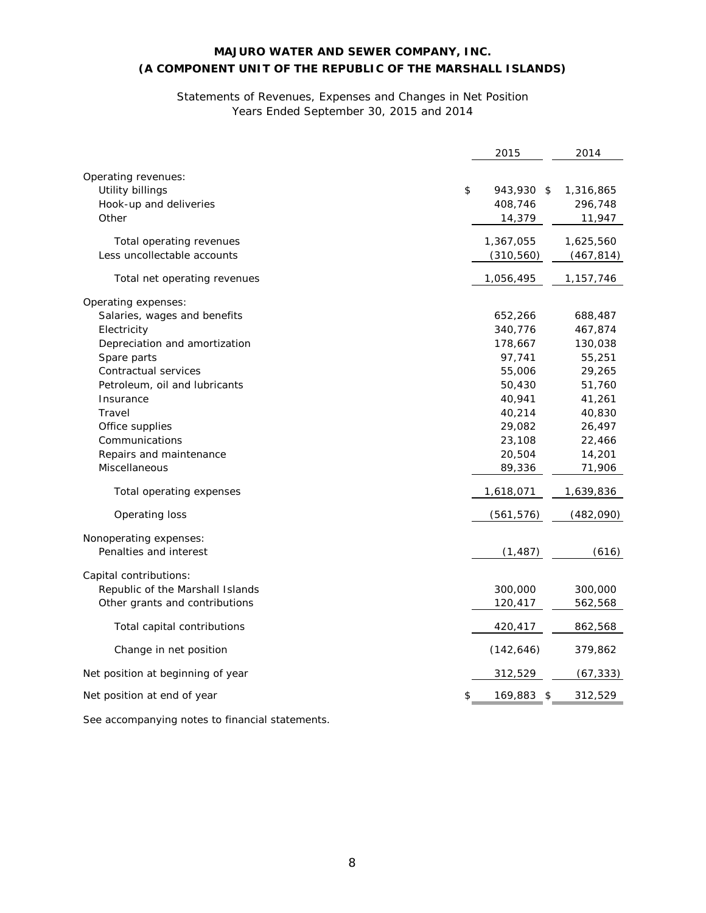**MAJURO WATER AND SEWER COMPANY, INC.**
**(A COMPONENT UNIT OF THE REPUBLIC OF THE MARSHALL ISLANDS)**

Statements of Revenues, Expenses and Changes in Net Position
Years Ended September 30, 2015 and 2014

| | 2015 | 2014 |
|---|---|---|
| Operating revenues: | | |
| Utility billings | $ 943,930 | $ 1,316,865 |
| Hook-up and deliveries | 408,746 | 296,748 |
| Other | 14,379 | 11,947 |
| Total operating revenues | 1,367,055 | 1,625,560 |
| Less uncollectable accounts | (310,560) | (467,814) |
| Total net operating revenues | 1,056,495 | 1,157,746 |
| Operating expenses: | | |
| Salaries, wages and benefits | 652,266 | 688,487 |
| Electricity | 340,776 | 467,874 |
| Depreciation and amortization | 178,667 | 130,038 |
| Spare parts | 97,741 | 55,251 |
| Contractual services | 55,006 | 29,265 |
| Petroleum, oil and lubricants | 50,430 | 51,760 |
| Insurance | 40,941 | 41,261 |
| Travel | 40,214 | 40,830 |
| Office supplies | 29,082 | 26,497 |
| Communications | 23,108 | 22,466 |
| Repairs and maintenance | 20,504 | 14,201 |
| Miscellaneous | 89,336 | 71,906 |
| Total operating expenses | 1,618,071 | 1,639,836 |
| Operating loss | (561,576) | (482,090) |
| Nonoperating expenses: | | |
| Penalties and interest | (1,487) | (616) |
| Capital contributions: | | |
| Republic of the Marshall Islands | 300,000 | 300,000 |
| Other grants and contributions | 120,417 | 562,568 |
| Total capital contributions | 420,417 | 862,568 |
| Change in net position | (142,646) | 379,862 |
| Net position at beginning of year | 312,529 | (67,333) |
| Net position at end of year | $ 169,883 | $ 312,529 |

See accompanying notes to financial statements.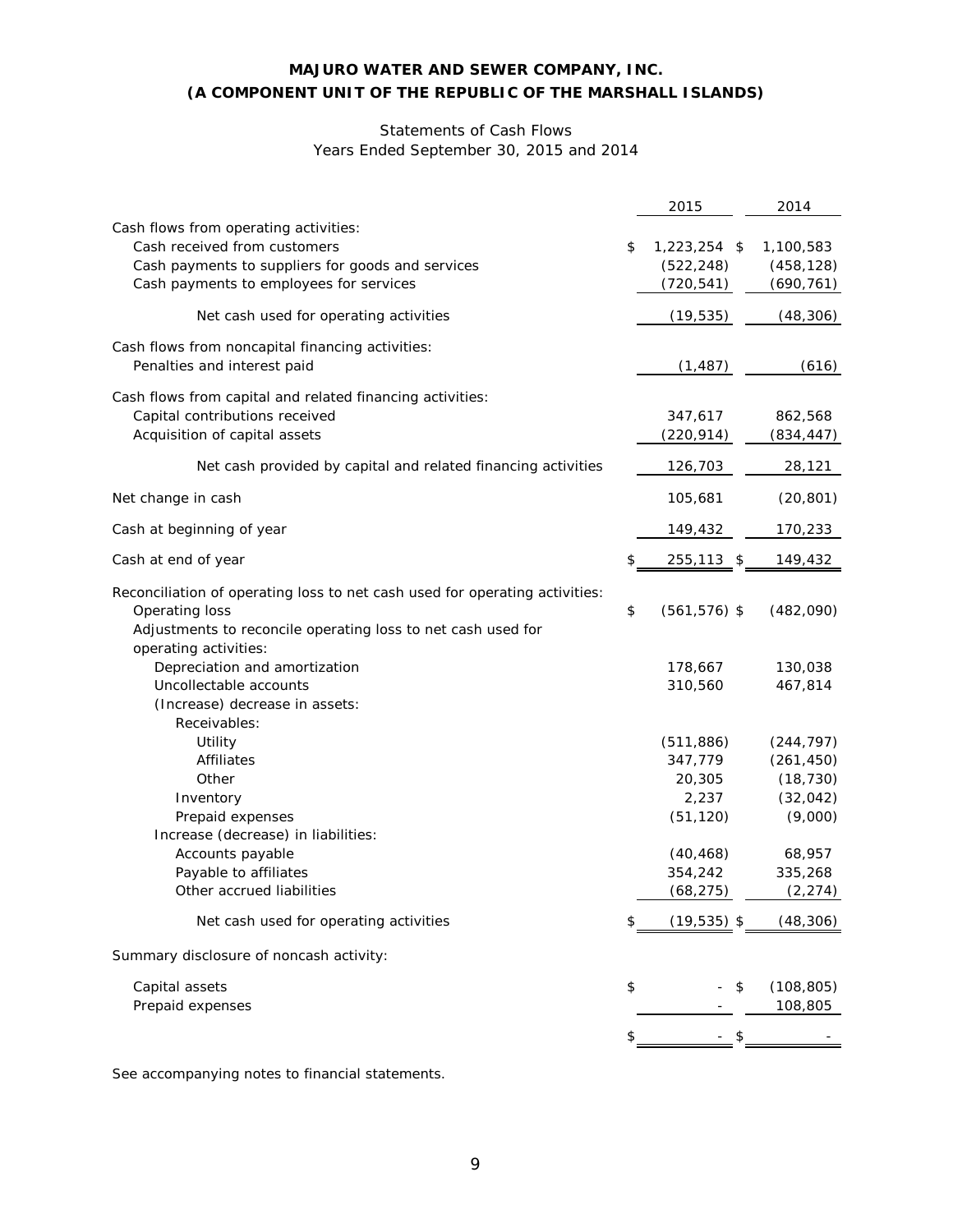# MAJURO WATER AND SEWER COMPANY, INC.
# (A COMPONENT UNIT OF THE REPUBLIC OF THE MARSHALL ISLANDS)

Statements of Cash Flows
Years Ended September 30, 2015 and 2014

| | 2015 | 2014 |
|---|---|---|
| Cash flows from operating activities: | | |
| Cash received from customers | $ 1,223,254 | $ 1,100,583 |
| Cash payments to suppliers for goods and services | (522,248) | (458,128) |
| Cash payments to employees for services | (720,541) | (690,761) |
| Net cash used for operating activities | (19,535) | (48,306) |
| Cash flows from noncapital financing activities: | | |
| Penalties and interest paid | (1,487) | (616) |
| Cash flows from capital and related financing activities: | | |
| Capital contributions received | 347,617 | 862,568 |
| Acquisition of capital assets | (220,914) | (834,447) |
| Net cash provided by capital and related financing activities | 126,703 | 28,121 |
| Net change in cash | 105,681 | (20,801) |
| Cash at beginning of year | 149,432 | 170,233 |
| Cash at end of year | $ 255,113 | $ 149,432 |
| Reconciliation of operating loss to net cash used for operating activities: | | |
| Operating loss | $ (561,576) | $ (482,090) |
| Adjustments to reconcile operating loss to net cash used for operating activities: | | |
| Depreciation and amortization | 178,667 | 130,038 |
| Uncollectable accounts | 310,560 | 467,814 |
| (Increase) decrease in assets: | | |
| Receivables: | | |
| Utility | (511,886) | (244,797) |
| Affiliates | 347,779 | (261,450) |
| Other | 20,305 | (18,730) |
| Inventory | 2,237 | (32,042) |
| Prepaid expenses | (51,120) | (9,000) |
| Increase (decrease) in liabilities: | | |
| Accounts payable | (40,468) | 68,957 |
| Payable to affiliates | 354,242 | 335,268 |
| Other accrued liabilities | (68,275) | (2,274) |
| Net cash used for operating activities | $ (19,535) | $ (48,306) |
| Summary disclosure of noncash activity: | | |
| Capital assets | $ - | $ (108,805) |
| Prepaid expenses | - | 108,805 |
| | $ - | $ - |

See accompanying notes to financial statements.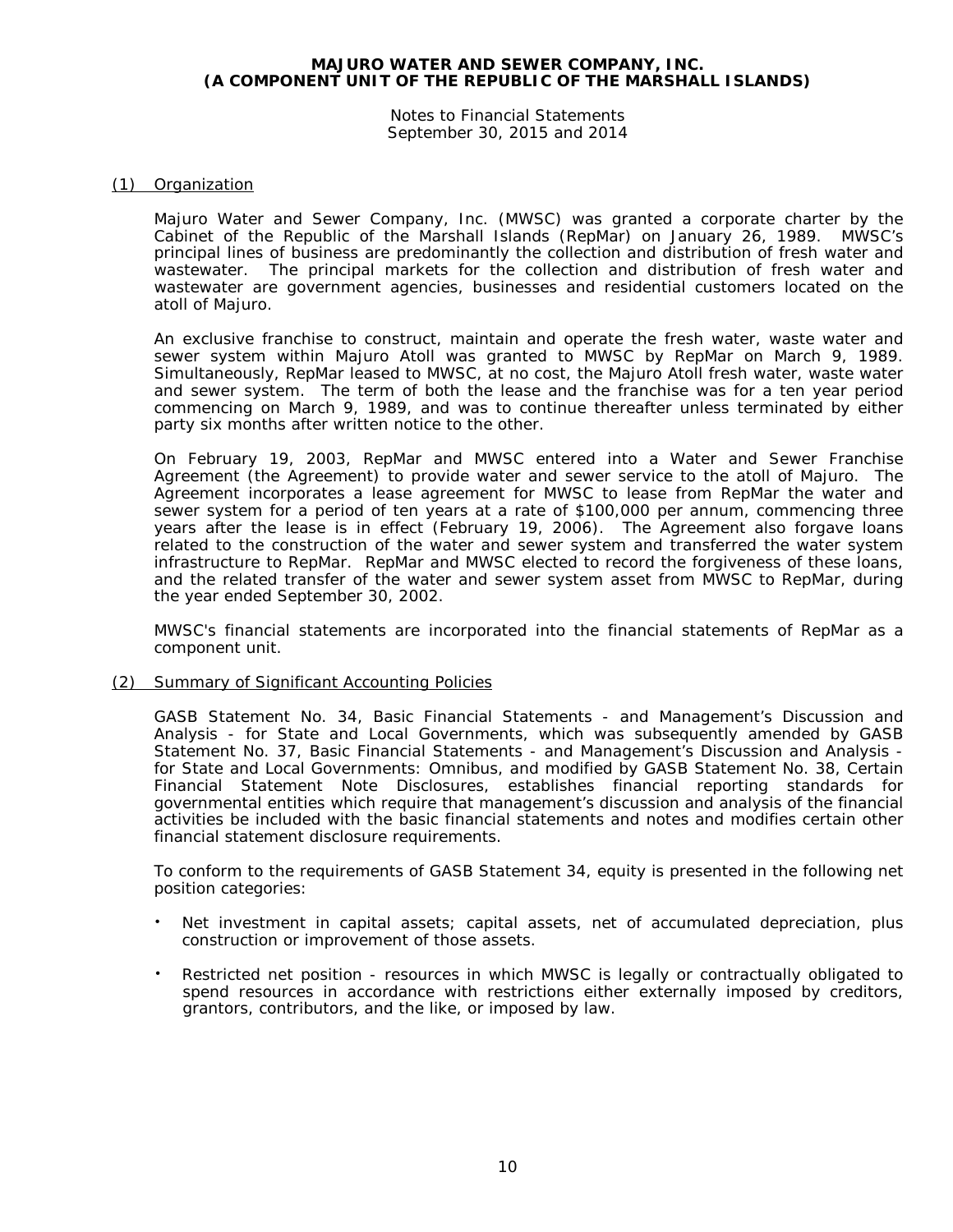**MAJURO WATER AND SEWER COMPANY, INC.**
**(A COMPONENT UNIT OF THE REPUBLIC OF THE MARSHALL ISLANDS)**

Notes to Financial Statements
September 30, 2015 and 2014

## (1) Organization

Majuro Water and Sewer Company, Inc. (MWSC) was granted a corporate charter by the Cabinet of the Republic of the Marshall Islands (RepMar) on January 26, 1989. MWSC's principal lines of business are predominantly the collection and distribution of fresh water and wastewater. The principal markets for the collection and distribution of fresh water and wastewater are government agencies, businesses and residential customers located on the atoll of Majuro.

An exclusive franchise to construct, maintain and operate the fresh water, waste water and sewer system within Majuro Atoll was granted to MWSC by RepMar on March 9, 1989. Simultaneously, RepMar leased to MWSC, at no cost, the Majuro Atoll fresh water, waste water and sewer system. The term of both the lease and the franchise was for a ten year period commencing on March 9, 1989, and was to continue thereafter unless terminated by either party six months after written notice to the other.

On February 19, 2003, RepMar and MWSC entered into a Water and Sewer Franchise Agreement (the Agreement) to provide water and sewer service to the atoll of Majuro. The Agreement incorporates a lease agreement for MWSC to lease from RepMar the water and sewer system for a period of ten years at a rate of $100,000 per annum, commencing three years after the lease is in effect (February 19, 2006). The Agreement also forgave loans related to the construction of the water and sewer system and transferred the water system infrastructure to RepMar. RepMar and MWSC elected to record the forgiveness of these loans, and the related transfer of the water and sewer system asset from MWSC to RepMar, during the year ended September 30, 2002.

MWSC's financial statements are incorporated into the financial statements of RepMar as a component unit.

## (2) Summary of Significant Accounting Policies

GASB Statement No. 34, Basic Financial Statements - and Management's Discussion and Analysis - for State and Local Governments, which was subsequently amended by GASB Statement No. 37, Basic Financial Statements - and Management's Discussion and Analysis - for State and Local Governments: Omnibus, and modified by GASB Statement No. 38, Certain Financial Statement Note Disclosures, establishes financial reporting standards for governmental entities which require that management's discussion and analysis of the financial activities be included with the basic financial statements and notes and modifies certain other financial statement disclosure requirements.

To conform to the requirements of GASB Statement 34, equity is presented in the following net position categories:

- Net investment in capital assets; capital assets, net of accumulated depreciation, plus construction or improvement of those assets.
- Restricted net position - resources in which MWSC is legally or contractually obligated to spend resources in accordance with restrictions either externally imposed by creditors, grantors, contributors, and the like, or imposed by law.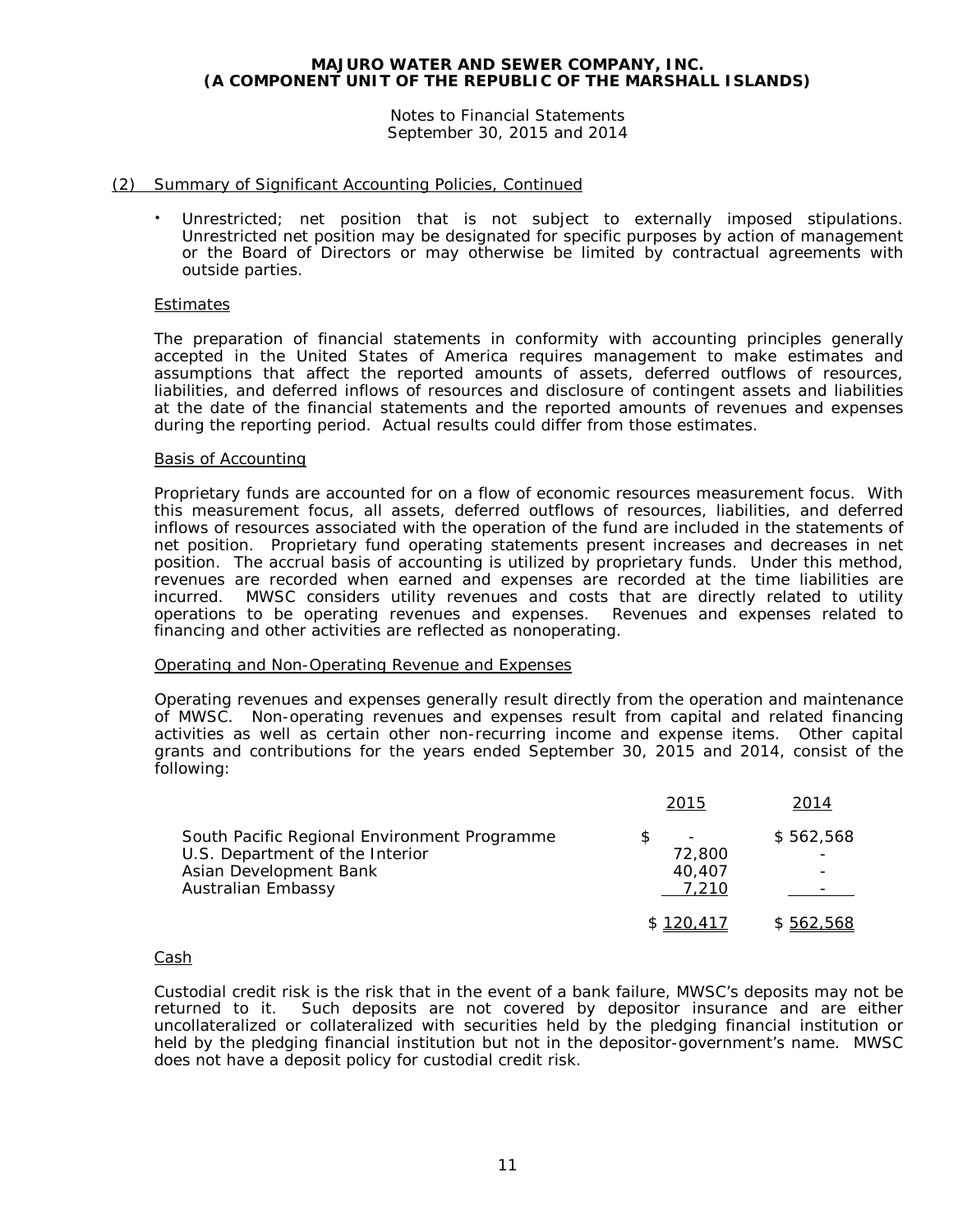**MAJURO WATER AND SEWER COMPANY, INC.**
**(A COMPONENT UNIT OF THE REPUBLIC OF THE MARSHALL ISLANDS)**

Notes to Financial Statements
September 30, 2015 and 2014

(2) Summary of Significant Accounting Policies, Continued

- Unrestricted; net position that is not subject to externally imposed stipulations. Unrestricted net position may be designated for specific purposes by action of management or the Board of Directors or may otherwise be limited by contractual agreements with outside parties.

Estimates

The preparation of financial statements in conformity with accounting principles generally accepted in the United States of America requires management to make estimates and assumptions that affect the reported amounts of assets, deferred outflows of resources, liabilities, and deferred inflows of resources and disclosure of contingent assets and liabilities at the date of the financial statements and the reported amounts of revenues and expenses during the reporting period. Actual results could differ from those estimates.

Basis of Accounting

Proprietary funds are accounted for on a flow of economic resources measurement focus. With this measurement focus, all assets, deferred outflows of resources, liabilities, and deferred inflows of resources associated with the operation of the fund are included in the statements of net position. Proprietary fund operating statements present increases and decreases in net position. The accrual basis of accounting is utilized by proprietary funds. Under this method, revenues are recorded when earned and expenses are recorded at the time liabilities are incurred. MWSC considers utility revenues and costs that are directly related to utility operations to be operating revenues and expenses. Revenues and expenses related to financing and other activities are reflected as nonoperating.

Operating and Non-Operating Revenue and Expenses

Operating revenues and expenses generally result directly from the operation and maintenance of MWSC. Non-operating revenues and expenses result from capital and related financing activities as well as certain other non-recurring income and expense items. Other capital grants and contributions for the years ended September 30, 2015 and 2014, consist of the following:

| | 2015 | 2014 |
|---|---|---|
| South Pacific Regional Environment Programme | $ - | $ 562,568 |
| U.S. Department of the Interior | 72,800 | - |
| Asian Development Bank | 40,407 | - |
| Australian Embassy | 7,210 | - |
| | $ 120,417 | $ 562,568 |

Cash

Custodial credit risk is the risk that in the event of a bank failure, MWSC's deposits may not be returned to it. Such deposits are not covered by depositor insurance and are either uncollateralized or collateralized with securities held by the pledging financial institution or held by the pledging financial institution but not in the depositor-government's name. MWSC does not have a deposit policy for custodial credit risk.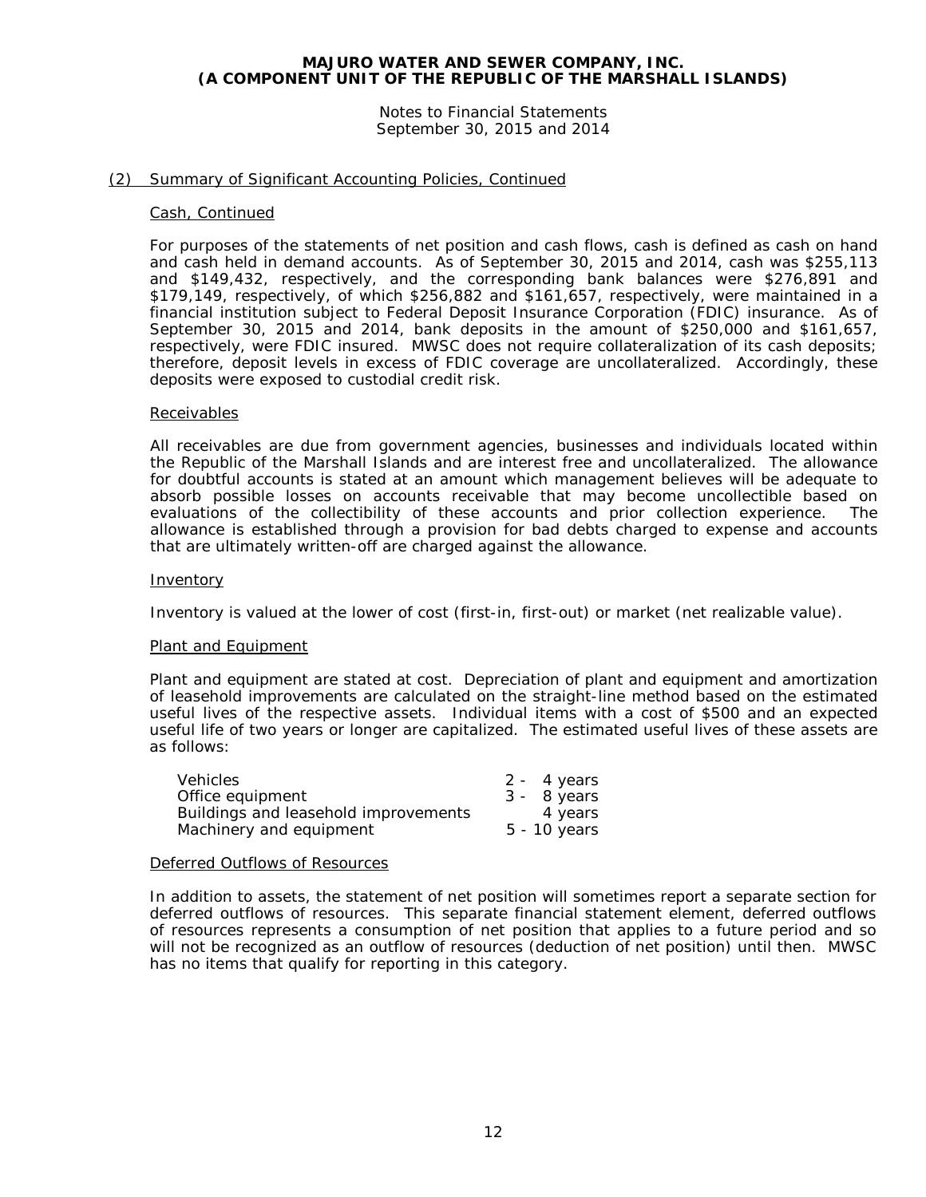**MAJURO WATER AND SEWER COMPANY, INC.**
**(A COMPONENT UNIT OF THE REPUBLIC OF THE MARSHALL ISLANDS)**

Notes to Financial Statements
September 30, 2015 and 2014

## (2) Summary of Significant Accounting Policies, Continued

### Cash, Continued

For purposes of the statements of net position and cash flows, cash is defined as cash on hand and cash held in demand accounts. As of September 30, 2015 and 2014, cash was $255,113 and $149,432, respectively, and the corresponding bank balances were $276,891 and $179,149, respectively, of which $256,882 and $161,657, respectively, were maintained in a financial institution subject to Federal Deposit Insurance Corporation (FDIC) insurance. As of September 30, 2015 and 2014, bank deposits in the amount of $250,000 and $161,657, respectively, were FDIC insured. MWSC does not require collateralization of its cash deposits; therefore, deposit levels in excess of FDIC coverage are uncollateralized. Accordingly, these deposits were exposed to custodial credit risk.

### Receivables

All receivables are due from government agencies, businesses and individuals located within the Republic of the Marshall Islands and are interest free and uncollateralized. The allowance for doubtful accounts is stated at an amount which management believes will be adequate to absorb possible losses on accounts receivable that may become uncollectible based on evaluations of the collectibility of these accounts and prior collection experience. The allowance is established through a provision for bad debts charged to expense and accounts that are ultimately written-off are charged against the allowance.

### Inventory

Inventory is valued at the lower of cost (first-in, first-out) or market (net realizable value).

### Plant and Equipment

Plant and equipment are stated at cost. Depreciation of plant and equipment and amortization of leasehold improvements are calculated on the straight-line method based on the estimated useful lives of the respective assets. Individual items with a cost of $500 and an expected useful life of two years or longer are capitalized. The estimated useful lives of these assets are as follows:

| | |
|---|---|
| Vehicles | 2 - 4 years |
| Office equipment | 3 - 8 years |
| Buildings and leasehold improvements | 4 years |
| Machinery and equipment | 5 - 10 years |

### Deferred Outflows of Resources

In addition to assets, the statement of net position will sometimes report a separate section for deferred outflows of resources. This separate financial statement element, deferred outflows of resources represents a consumption of net position that applies to a future period and so will not be recognized as an outflow of resources (deduction of net position) until then. MWSC has no items that qualify for reporting in this category.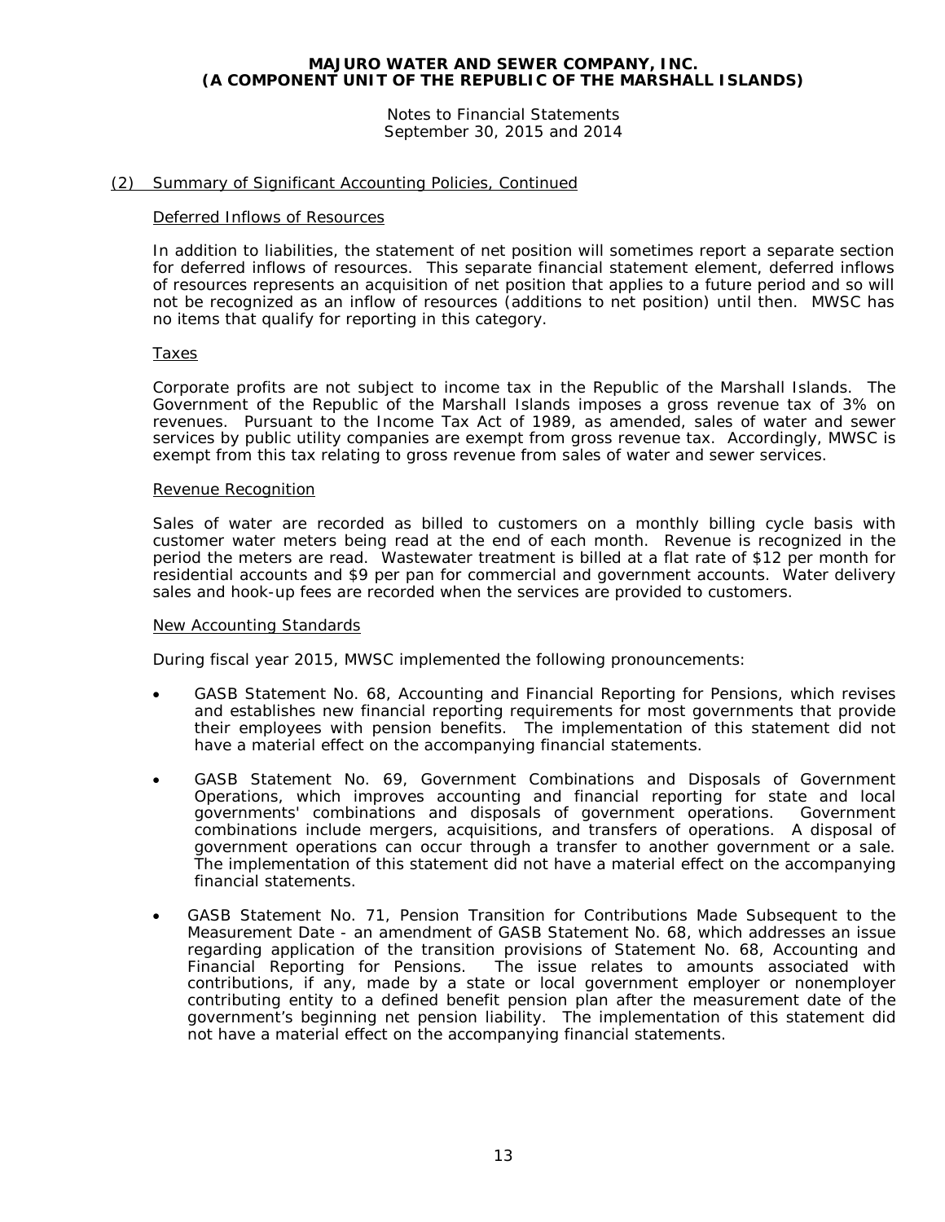## (2) Summary of Significant Accounting Policies, Continued

### Deferred Inflows of Resources

In addition to liabilities, the statement of net position will sometimes report a separate section for deferred inflows of resources. This separate financial statement element, deferred inflows of resources represents an acquisition of net position that applies to a future period and so will not be recognized as an inflow of resources (additions to net position) until then. MWSC has no items that qualify for reporting in this category.

### Taxes

Corporate profits are not subject to income tax in the Republic of the Marshall Islands. The Government of the Republic of the Marshall Islands imposes a gross revenue tax of 3% on revenues. Pursuant to the Income Tax Act of 1989, as amended, sales of water and sewer services by public utility companies are exempt from gross revenue tax. Accordingly, MWSC is exempt from this tax relating to gross revenue from sales of water and sewer services.

### Revenue Recognition

Sales of water are recorded as billed to customers on a monthly billing cycle basis with customer water meters being read at the end of each month. Revenue is recognized in the period the meters are read. Wastewater treatment is billed at a flat rate of $12 per month for residential accounts and $9 per pan for commercial and government accounts. Water delivery sales and hook-up fees are recorded when the services are provided to customers.

### New Accounting Standards

During fiscal year 2015, MWSC implemented the following pronouncements:

- GASB Statement No. 68, Accounting and Financial Reporting for Pensions, which revises and establishes new financial reporting requirements for most governments that provide their employees with pension benefits. The implementation of this statement did not have a material effect on the accompanying financial statements.

- GASB Statement No. 69, Government Combinations and Disposals of Government Operations, which improves accounting and financial reporting for state and local governments' combinations and disposals of government operations. Government combinations include mergers, acquisitions, and transfers of operations. A disposal of government operations can occur through a transfer to another government or a sale. The implementation of this statement did not have a material effect on the accompanying financial statements.

- GASB Statement No. 71, Pension Transition for Contributions Made Subsequent to the Measurement Date - an amendment of GASB Statement No. 68, which addresses an issue regarding application of the transition provisions of Statement No. 68, Accounting and Financial Reporting for Pensions. The issue relates to amounts associated with contributions, if any, made by a state or local government employer or nonemployer contributing entity to a defined benefit pension plan after the measurement date of the government's beginning net pension liability. The implementation of this statement did not have a material effect on the accompanying financial statements.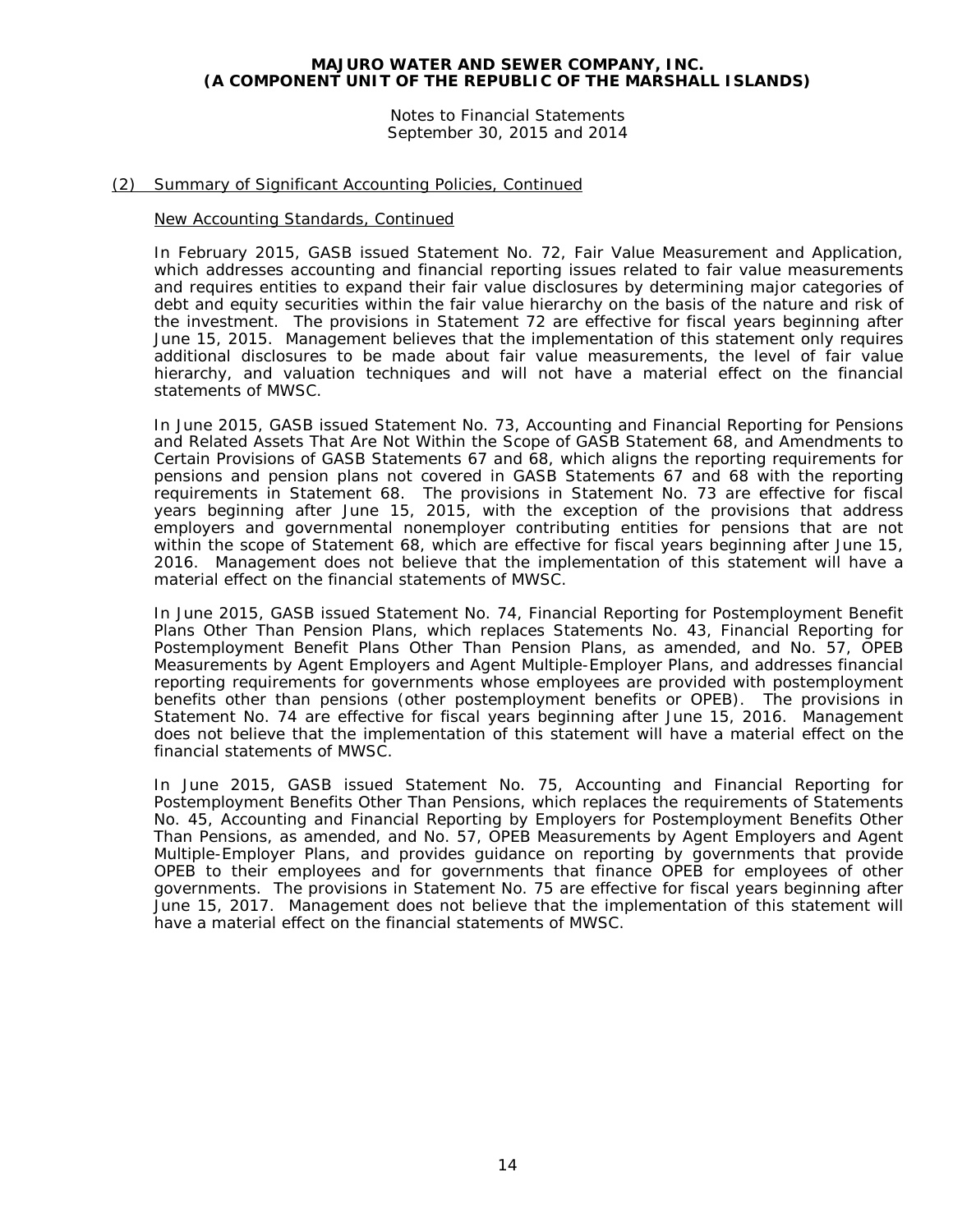## (2) Summary of Significant Accounting Policies, Continued

### New Accounting Standards, Continued

In February 2015, GASB issued Statement No. 72, Fair Value Measurement and Application, which addresses accounting and financial reporting issues related to fair value measurements and requires entities to expand their fair value disclosures by determining major categories of debt and equity securities within the fair value hierarchy on the basis of the nature and risk of the investment. The provisions in Statement 72 are effective for fiscal years beginning after June 15, 2015. Management believes that the implementation of this statement only requires additional disclosures to be made about fair value measurements, the level of fair value hierarchy, and valuation techniques and will not have a material effect on the financial statements of MWSC.

In June 2015, GASB issued Statement No. 73, Accounting and Financial Reporting for Pensions and Related Assets That Are Not Within the Scope of GASB Statement 68, and Amendments to Certain Provisions of GASB Statements 67 and 68, which aligns the reporting requirements for pensions and pension plans not covered in GASB Statements 67 and 68 with the reporting requirements in Statement 68. The provisions in Statement No. 73 are effective for fiscal years beginning after June 15, 2015, with the exception of the provisions that address employers and governmental nonemployer contributing entities for pensions that are not within the scope of Statement 68, which are effective for fiscal years beginning after June 15, 2016. Management does not believe that the implementation of this statement will have a material effect on the financial statements of MWSC.

In June 2015, GASB issued Statement No. 74, Financial Reporting for Postemployment Benefit Plans Other Than Pension Plans, which replaces Statements No. 43, Financial Reporting for Postemployment Benefit Plans Other Than Pension Plans, as amended, and No. 57, OPEB Measurements by Agent Employers and Agent Multiple-Employer Plans, and addresses financial reporting requirements for governments whose employees are provided with postemployment benefits other than pensions (other postemployment benefits or OPEB). The provisions in Statement No. 74 are effective for fiscal years beginning after June 15, 2016. Management does not believe that the implementation of this statement will have a material effect on the financial statements of MWSC.

In June 2015, GASB issued Statement No. 75, Accounting and Financial Reporting for Postemployment Benefits Other Than Pensions, which replaces the requirements of Statements No. 45, Accounting and Financial Reporting by Employers for Postemployment Benefits Other Than Pensions, as amended, and No. 57, OPEB Measurements by Agent Employers and Agent Multiple-Employer Plans, and provides guidance on reporting by governments that provide OPEB to their employees and for governments that finance OPEB for employees of other governments. The provisions in Statement No. 75 are effective for fiscal years beginning after June 15, 2017. Management does not believe that the implementation of this statement will have a material effect on the financial statements of MWSC.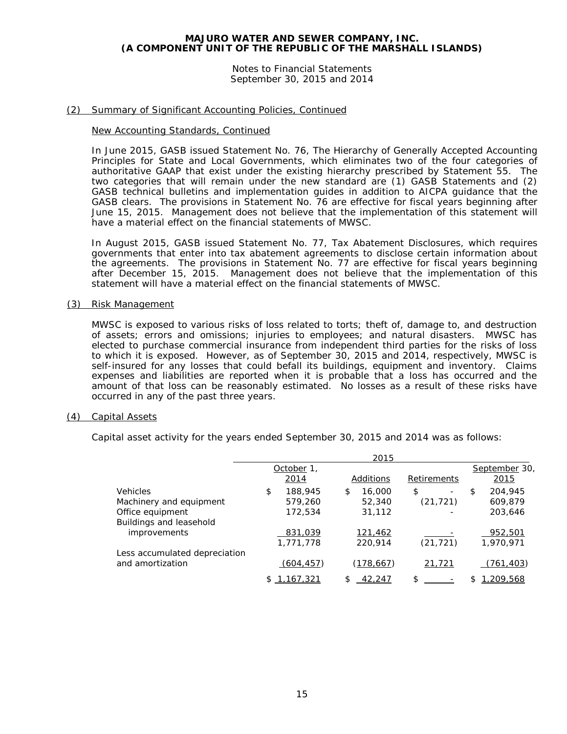**MAJURO WATER AND SEWER COMPANY, INC.**
**(A COMPONENT UNIT OF THE REPUBLIC OF THE MARSHALL ISLANDS)**

Notes to Financial Statements
September 30, 2015 and 2014

(2) Summary of Significant Accounting Policies, Continued

New Accounting Standards, Continued

In June 2015, GASB issued Statement No. 76, The Hierarchy of Generally Accepted Accounting Principles for State and Local Governments, which eliminates two of the four categories of authoritative GAAP that exist under the existing hierarchy prescribed by Statement 55. The two categories that will remain under the new standard are (1) GASB Statements and (2) GASB technical bulletins and implementation guides in addition to AICPA guidance that the GASB clears. The provisions in Statement No. 76 are effective for fiscal years beginning after June 15, 2015. Management does not believe that the implementation of this statement will have a material effect on the financial statements of MWSC.

In August 2015, GASB issued Statement No. 77, Tax Abatement Disclosures, which requires governments that enter into tax abatement agreements to disclose certain information about the agreements. The provisions in Statement No. 77 are effective for fiscal years beginning after December 15, 2015. Management does not believe that the implementation of this statement will have a material effect on the financial statements of MWSC.

(3) Risk Management

MWSC is exposed to various risks of loss related to torts; theft of, damage to, and destruction of assets; errors and omissions; injuries to employees; and natural disasters. MWSC has elected to purchase commercial insurance from independent third parties for the risks of loss to which it is exposed. However, as of September 30, 2015 and 2014, respectively, MWSC is self-insured for any losses that could befall its buildings, equipment and inventory. Claims expenses and liabilities are reported when it is probable that a loss has occurred and the amount of that loss can be reasonably estimated. No losses as a result of these risks have occurred in any of the past three years.

(4) Capital Assets

Capital asset activity for the years ended September 30, 2015 and 2014 was as follows:

| | 2015 | | | |
|---|---|---|---|---|
| | October 1, 2014 | Additions | Retirements | September 30, 2015 |
| Vehicles | $ 188,945 | $ 16,000 | $ - | $ 204,945 |
| Machinery and equipment | 579,260 | 52,340 | (21,721) | 609,879 |
| Office equipment | 172,534 | 31,112 | - | 203,646 |
| Buildings and leasehold improvements | 831,039 | 121,462 | - | 952,501 |
| | 1,771,778 | 220,914 | (21,721) | 1,970,971 |
| Less accumulated depreciation and amortization | (604,457) | (178,667) | 21,721 | (761,403) |
| | $ 1,167,321 | $ 42,247 | $ - | $ 1,209,568 |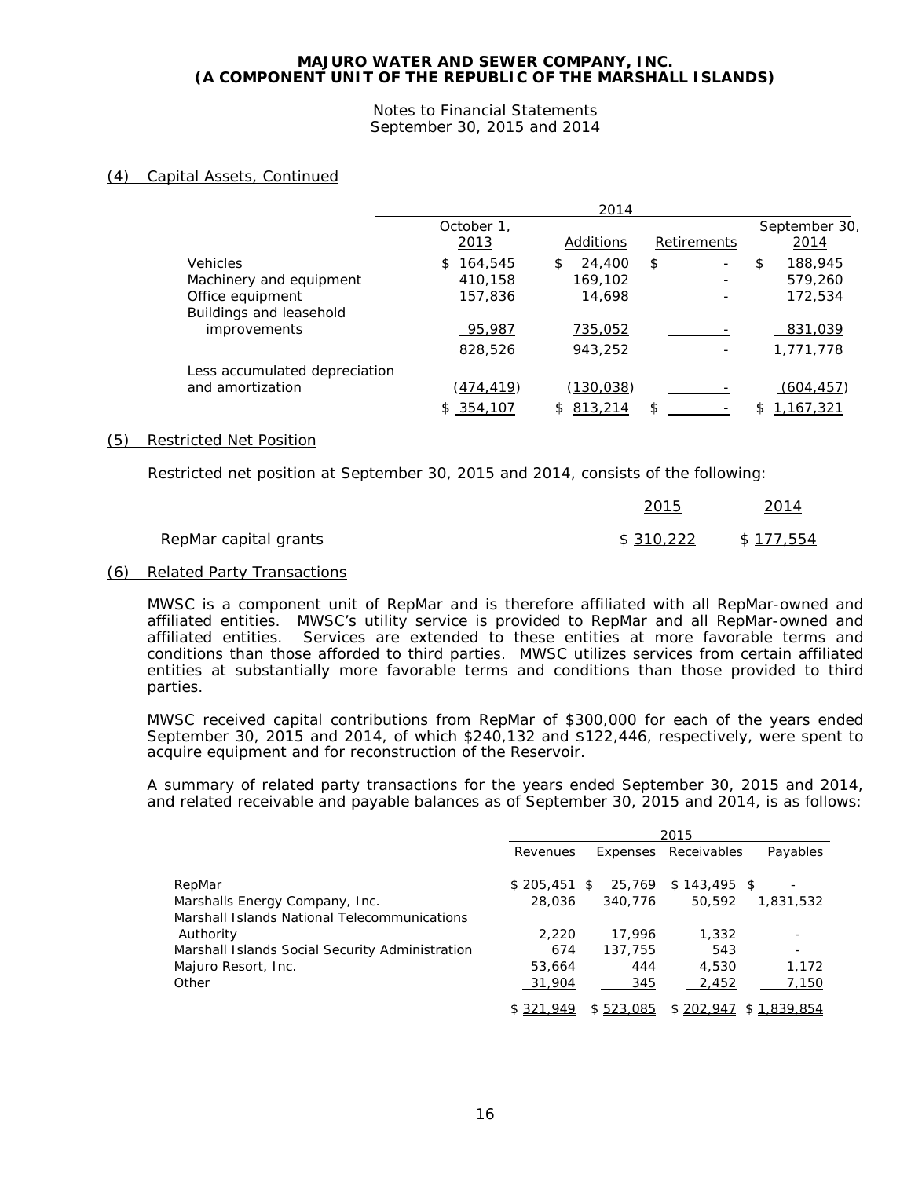# MAJURO WATER AND SEWER COMPANY, INC.
# (A COMPONENT UNIT OF THE REPUBLIC OF THE MARSHALL ISLANDS)

Notes to Financial Statements
September 30, 2015 and 2014

## (4) Capital Assets, Continued

| | 2014 | | | |
|---|---|---|---|---|
| | October 1, 2013 | Additions | Retirements | September 30, 2014 |
| Vehicles | $ 164,545 | $ 24,400 | $ - | $ 188,945 |
| Machinery and equipment | 410,158 | 169,102 | - | 579,260 |
| Office equipment | 157,836 | 14,698 | - | 172,534 |
| Buildings and leasehold improvements | 95,987 | 735,052 | - | 831,039 |
| | 828,526 | 943,252 | - | 1,771,778 |
| Less accumulated depreciation and amortization | (474,419) | (130,038) | - | (604,457) |
| | $ 354,107 | $ 813,214 | $ - | $ 1,167,321 |

## (5) Restricted Net Position

Restricted net position at September 30, 2015 and 2014, consists of the following:

| | 2015 | 2014 |
|---|---|---|
| RepMar capital grants | $ 310,222 | $ 177,554 |

## (6) Related Party Transactions

MWSC is a component unit of RepMar and is therefore affiliated with all RepMar-owned and affiliated entities. MWSC's utility service is provided to RepMar and all RepMar-owned and affiliated entities. Services are extended to these entities at more favorable terms and conditions than those afforded to third parties. MWSC utilizes services from certain affiliated entities at substantially more favorable terms and conditions than those provided to third parties.

MWSC received capital contributions from RepMar of $300,000 for each of the years ended September 30, 2015 and 2014, of which $240,132 and $122,446, respectively, were spent to acquire equipment and for reconstruction of the Reservoir.

A summary of related party transactions for the years ended September 30, 2015 and 2014, and related receivable and payable balances as of September 30, 2015 and 2014, is as follows:

| | 2015 | | | |
|---|---|---|---|---|
| | Revenues | Expenses | Receivables | Payables |
| RepMar | $ 205,451 | $ 25,769 | $ 143,495 | $ - |
| Marshalls Energy Company, Inc. | 28,036 | 340,776 | 50,592 | 1,831,532 |
| Marshall Islands National Telecommunications Authority | 2,220 | 17,996 | 1,332 | - |
| Marshall Islands Social Security Administration | 674 | 137,755 | 543 | - |
| Majuro Resort, Inc. | 53,664 | 444 | 4,530 | 1,172 |
| Other | 31,904 | 345 | 2,452 | 7,150 |
| | $ 321,949 | $ 523,085 | $ 202,947 | $ 1,839,854 |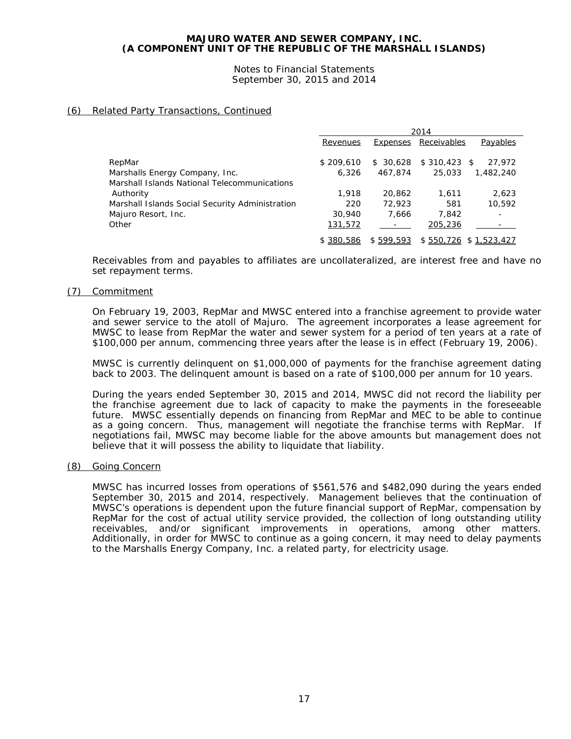## (6) Related Party Transactions, Continued

| | 2014 | | | |
|---|---|---|---|---|
| | Revenues | Expenses | Receivables | Payables |
| RepMar | $ 209,610 | $ 30,628 | $ 310,423 | $ 27,972 |
| Marshalls Energy Company, Inc. | 6,326 | 467,874 | 25,033 | 1,482,240 |
| Marshall Islands National Telecommunications Authority | 1,918 | 20,862 | 1,611 | 2,623 |
| Marshall Islands Social Security Administration | 220 | 72,923 | 581 | 10,592 |
| Majuro Resort, Inc. | 30,940 | 7,666 | 7,842 | - |
| Other | 131,572 | - | 205,236 | - |
| | $ 380,586 | $ 599,593 | $ 550,726 | $ 1,523,427 |

Receivables from and payables to affiliates are uncollateralized, are interest free and have no set repayment terms.

## (7) Commitment

On February 19, 2003, RepMar and MWSC entered into a franchise agreement to provide water and sewer service to the atoll of Majuro. The agreement incorporates a lease agreement for MWSC to lease from RepMar the water and sewer system for a period of ten years at a rate of $100,000 per annum, commencing three years after the lease is in effect (February 19, 2006).

MWSC is currently delinquent on $1,000,000 of payments for the franchise agreement dating back to 2003. The delinquent amount is based on a rate of $100,000 per annum for 10 years.

During the years ended September 30, 2015 and 2014, MWSC did not record the liability per the franchise agreement due to lack of capacity to make the payments in the foreseeable future. MWSC essentially depends on financing from RepMar and MEC to be able to continue as a going concern. Thus, management will negotiate the franchise terms with RepMar. If negotiations fail, MWSC may become liable for the above amounts but management does not believe that it will possess the ability to liquidate that liability.

## (8) Going Concern

MWSC has incurred losses from operations of $561,576 and $482,090 during the years ended September 30, 2015 and 2014, respectively. Management believes that the continuation of MWSC's operations is dependent upon the future financial support of RepMar, compensation by RepMar for the cost of actual utility service provided, the collection of long outstanding utility receivables, and/or significant improvements in operations, among other matters. Additionally, in order for MWSC to continue as a going concern, it may need to delay payments to the Marshalls Energy Company, Inc. a related party, for electricity usage.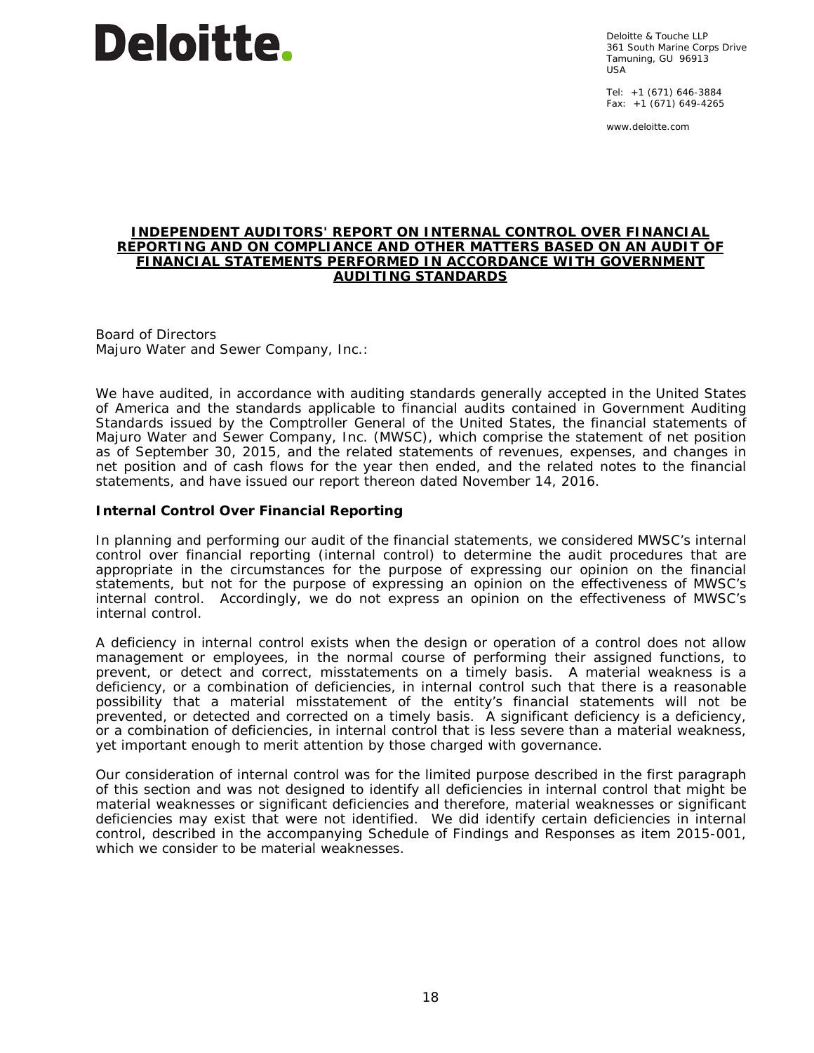**Deloitte.**

Deloitte & Touche LLP
361 South Marine Corps Drive
Tamuning, GU 96913
USA

Tel: +1 (671) 646-3884
Fax: +1 (671) 649-4265

www.deloitte.com

## INDEPENDENT AUDITORS' REPORT ON INTERNAL CONTROL OVER FINANCIAL REPORTING AND ON COMPLIANCE AND OTHER MATTERS BASED ON AN AUDIT OF FINANCIAL STATEMENTS PERFORMED IN ACCORDANCE WITH GOVERNMENT AUDITING STANDARDS

Board of Directors
Majuro Water and Sewer Company, Inc.:

We have audited, in accordance with auditing standards generally accepted in the United States of America and the standards applicable to financial audits contained in Government Auditing Standards issued by the Comptroller General of the United States, the financial statements of Majuro Water and Sewer Company, Inc. (MWSC), which comprise the statement of net position as of September 30, 2015, and the related statements of revenues, expenses, and changes in net position and of cash flows for the year then ended, and the related notes to the financial statements, and have issued our report thereon dated November 14, 2016.

### Internal Control Over Financial Reporting

In planning and performing our audit of the financial statements, we considered MWSC's internal control over financial reporting (internal control) to determine the audit procedures that are appropriate in the circumstances for the purpose of expressing our opinion on the financial statements, but not for the purpose of expressing an opinion on the effectiveness of MWSC's internal control. Accordingly, we do not express an opinion on the effectiveness of MWSC's internal control.

A deficiency in internal control exists when the design or operation of a control does not allow management or employees, in the normal course of performing their assigned functions, to prevent, or detect and correct, misstatements on a timely basis. A material weakness is a deficiency, or a combination of deficiencies, in internal control such that there is a reasonable possibility that a material misstatement of the entity's financial statements will not be prevented, or detected and corrected on a timely basis. A significant deficiency is a deficiency, or a combination of deficiencies, in internal control that is less severe than a material weakness, yet important enough to merit attention by those charged with governance.

Our consideration of internal control was for the limited purpose described in the first paragraph of this section and was not designed to identify all deficiencies in internal control that might be material weaknesses or significant deficiencies and therefore, material weaknesses or significant deficiencies may exist that were not identified. We did identify certain deficiencies in internal control, described in the accompanying Schedule of Findings and Responses as item 2015-001, which we consider to be material weaknesses.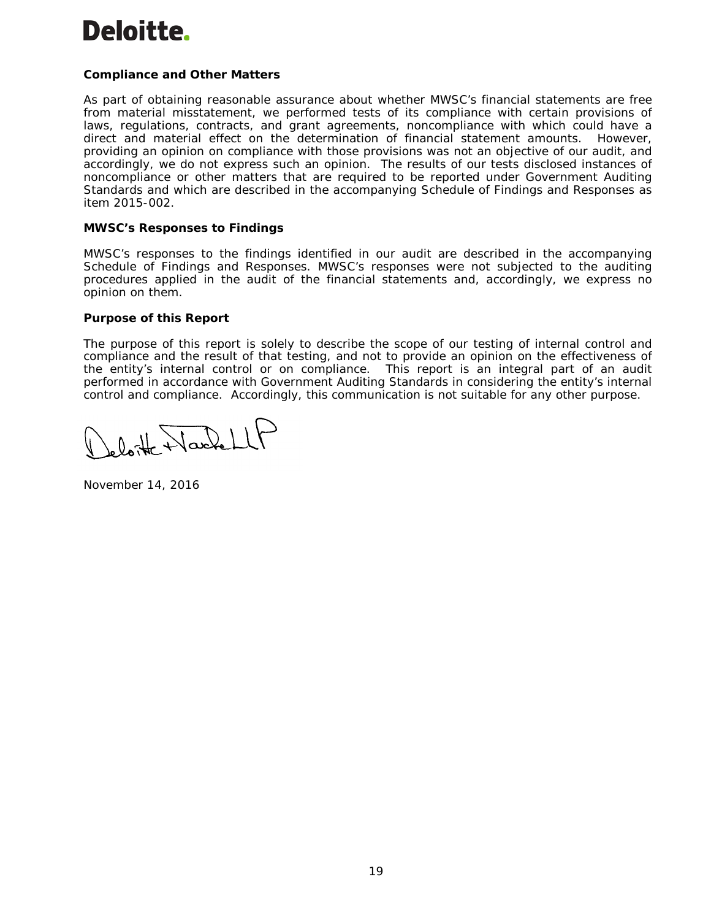**Compliance and Other Matters**

As part of obtaining reasonable assurance about whether MWSC's financial statements are free from material misstatement, we performed tests of its compliance with certain provisions of laws, regulations, contracts, and grant agreements, noncompliance with which could have a direct and material effect on the determination of financial statement amounts. However, providing an opinion on compliance with those provisions was not an objective of our audit, and accordingly, we do not express such an opinion. The results of our tests disclosed instances of noncompliance or other matters that are required to be reported under Government Auditing Standards and which are described in the accompanying Schedule of Findings and Responses as item 2015-002.

**MWSC's Responses to Findings**

MWSC's responses to the findings identified in our audit are described in the accompanying Schedule of Findings and Responses. MWSC's responses were not subjected to the auditing procedures applied in the audit of the financial statements and, accordingly, we express no opinion on them.

**Purpose of this Report**

The purpose of this report is solely to describe the scope of our testing of internal control and compliance and the result of that testing, and not to provide an opinion on the effectiveness of the entity's internal control or on compliance. This report is an integral part of an audit performed in accordance with Government Auditing Standards in considering the entity's internal control and compliance. Accordingly, this communication is not suitable for any other purpose.

Deloitte & Touche LLP

November 14, 2016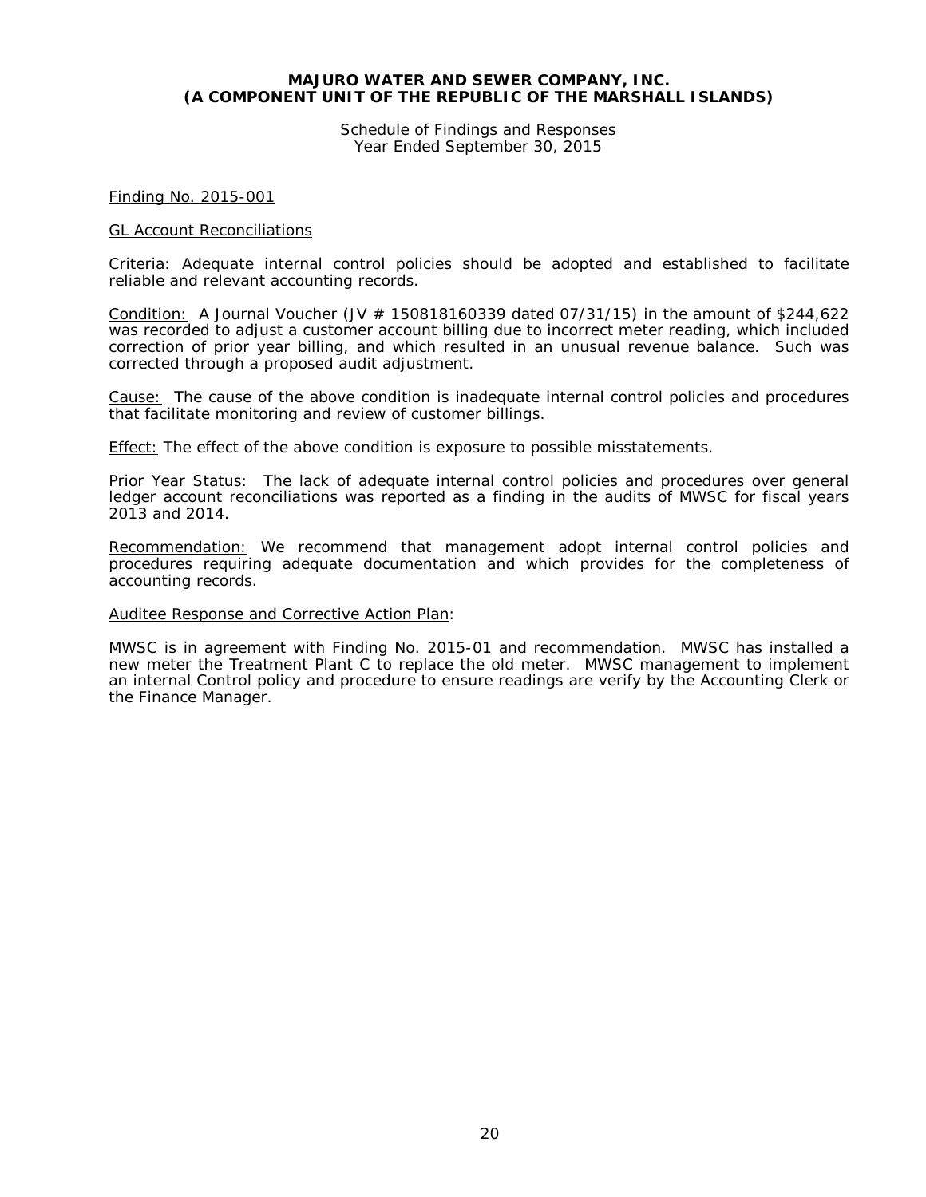**MAJURO WATER AND SEWER COMPANY, INC.**
**(A COMPONENT UNIT OF THE REPUBLIC OF THE MARSHALL ISLANDS)**

Schedule of Findings and Responses
Year Ended September 30, 2015

Finding No. 2015-001

GL Account Reconciliations

Criteria: Adequate internal control policies should be adopted and established to facilitate reliable and relevant accounting records.

Condition: A Journal Voucher (JV # 150818160339 dated 07/31/15) in the amount of $244,622 was recorded to adjust a customer account billing due to incorrect meter reading, which included correction of prior year billing, and which resulted in an unusual revenue balance. Such was corrected through a proposed audit adjustment.

Cause: The cause of the above condition is inadequate internal control policies and procedures that facilitate monitoring and review of customer billings.

Effect: The effect of the above condition is exposure to possible misstatements.

Prior Year Status: The lack of adequate internal control policies and procedures over general ledger account reconciliations was reported as a finding in the audits of MWSC for fiscal years 2013 and 2014.

Recommendation: We recommend that management adopt internal control policies and procedures requiring adequate documentation and which provides for the completeness of accounting records.

Auditee Response and Corrective Action Plan:

MWSC is in agreement with Finding No. 2015-01 and recommendation. MWSC has installed a new meter the Treatment Plant C to replace the old meter. MWSC management to implement an internal Control policy and procedure to ensure readings are verify by the Accounting Clerk or the Finance Manager.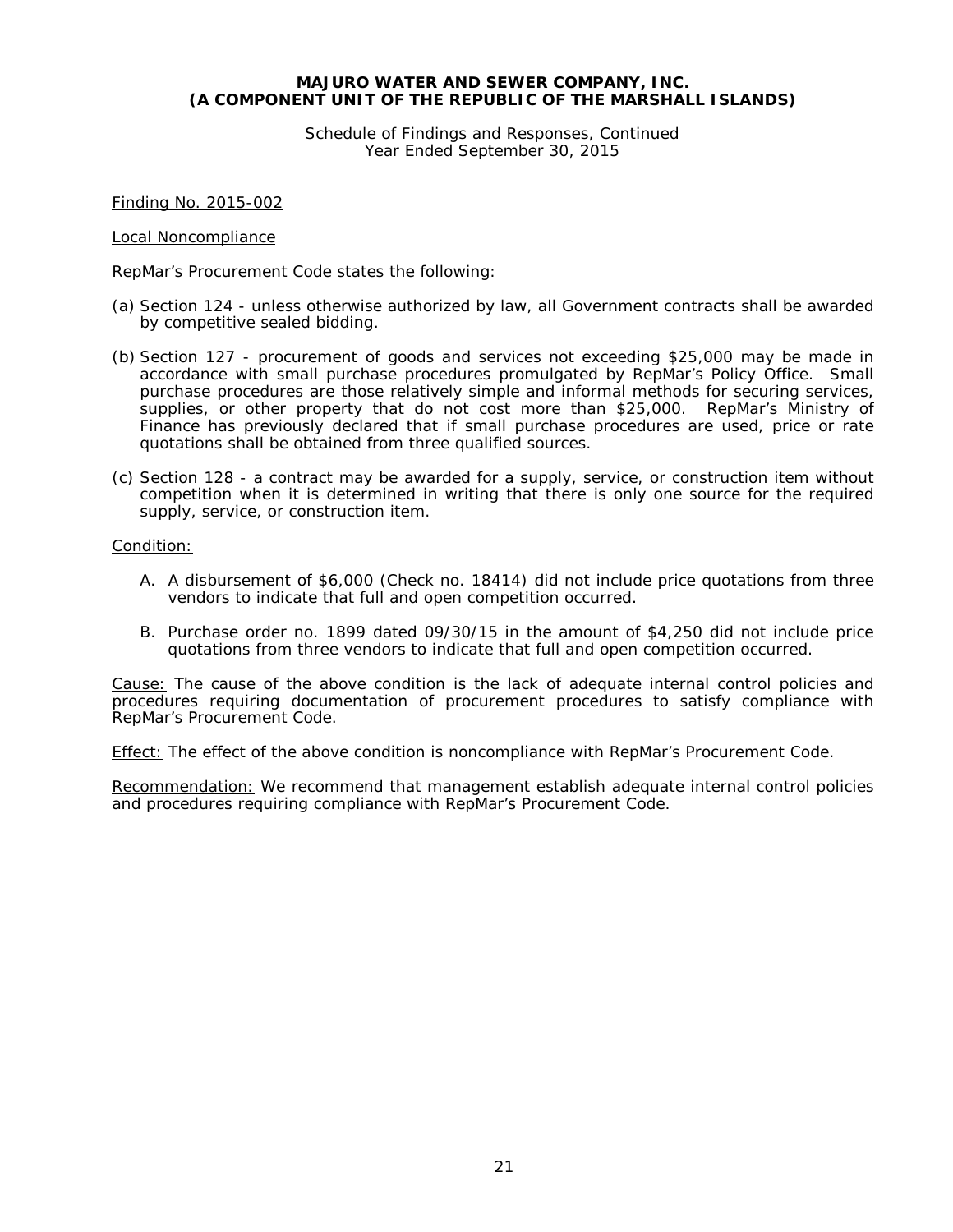**MAJURO WATER AND SEWER COMPANY, INC.**
**(A COMPONENT UNIT OF THE REPUBLIC OF THE MARSHALL ISLANDS)**

Schedule of Findings and Responses, Continued
Year Ended September 30, 2015

Finding No. 2015-002

Local Noncompliance

RepMar's Procurement Code states the following:

(a) Section 124 - unless otherwise authorized by law, all Government contracts shall be awarded by competitive sealed bidding.

(b) Section 127 - procurement of goods and services not exceeding $25,000 may be made in accordance with small purchase procedures promulgated by RepMar's Policy Office. Small purchase procedures are those relatively simple and informal methods for securing services, supplies, or other property that do not cost more than $25,000. RepMar's Ministry of Finance has previously declared that if small purchase procedures are used, price or rate quotations shall be obtained from three qualified sources.

(c) Section 128 - a contract may be awarded for a supply, service, or construction item without competition when it is determined in writing that there is only one source for the required supply, service, or construction item.

Condition:

A. A disbursement of $6,000 (Check no. 18414) did not include price quotations from three vendors to indicate that full and open competition occurred.

B. Purchase order no. 1899 dated 09/30/15 in the amount of $4,250 did not include price quotations from three vendors to indicate that full and open competition occurred.

Cause: The cause of the above condition is the lack of adequate internal control policies and procedures requiring documentation of procurement procedures to satisfy compliance with RepMar's Procurement Code.

Effect: The effect of the above condition is noncompliance with RepMar's Procurement Code.

Recommendation: We recommend that management establish adequate internal control policies and procedures requiring compliance with RepMar's Procurement Code.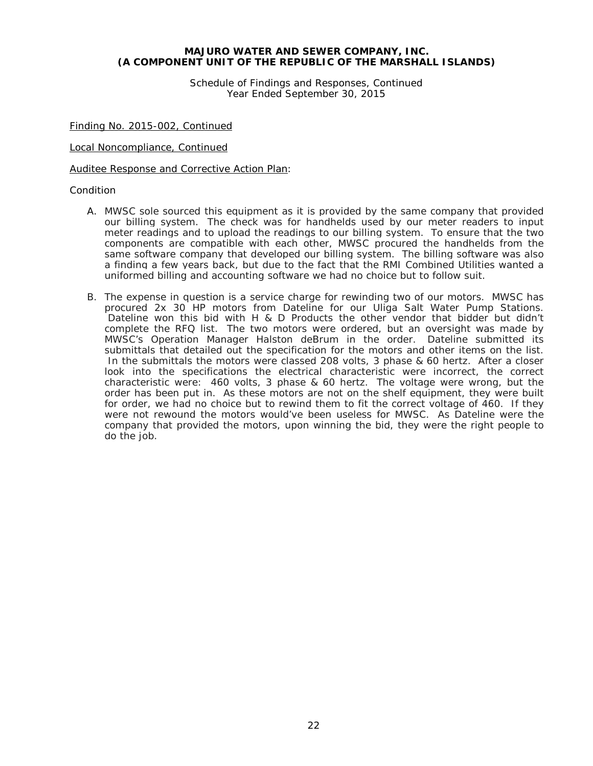**MAJURO WATER AND SEWER COMPANY, INC.**
**(A COMPONENT UNIT OF THE REPUBLIC OF THE MARSHALL ISLANDS)**

Schedule of Findings and Responses, Continued
Year Ended September 30, 2015

Finding No. 2015-002, Continued

Local Noncompliance, Continued

Auditee Response and Corrective Action Plan:

Condition

A. MWSC sole sourced this equipment as it is provided by the same company that provided our billing system. The check was for handhelds used by our meter readers to input meter readings and to upload the readings to our billing system. To ensure that the two components are compatible with each other, MWSC procured the handhelds from the same software company that developed our billing system. The billing software was also a finding a few years back, but due to the fact that the RMI Combined Utilities wanted a uniformed billing and accounting software we had no choice but to follow suit.

B. The expense in question is a service charge for rewinding two of our motors. MWSC has procured 2x 30 HP motors from Dateline for our Uliga Salt Water Pump Stations. Dateline won this bid with H & D Products the other vendor that bidder but didn't complete the RFQ list. The two motors were ordered, but an oversight was made by MWSC's Operation Manager Halston deBrum in the order. Dateline submitted its submittals that detailed out the specification for the motors and other items on the list. In the submittals the motors were classed 208 volts, 3 phase & 60 hertz. After a closer look into the specifications the electrical characteristic were incorrect, the correct characteristic were: 460 volts, 3 phase & 60 hertz. The voltage were wrong, but the order has been put in. As these motors are not on the shelf equipment, they were built for order, we had no choice but to rewind them to fit the correct voltage of 460. If they were not rewound the motors would've been useless for MWSC. As Dateline were the company that provided the motors, upon winning the bid, they were the right people to do the job.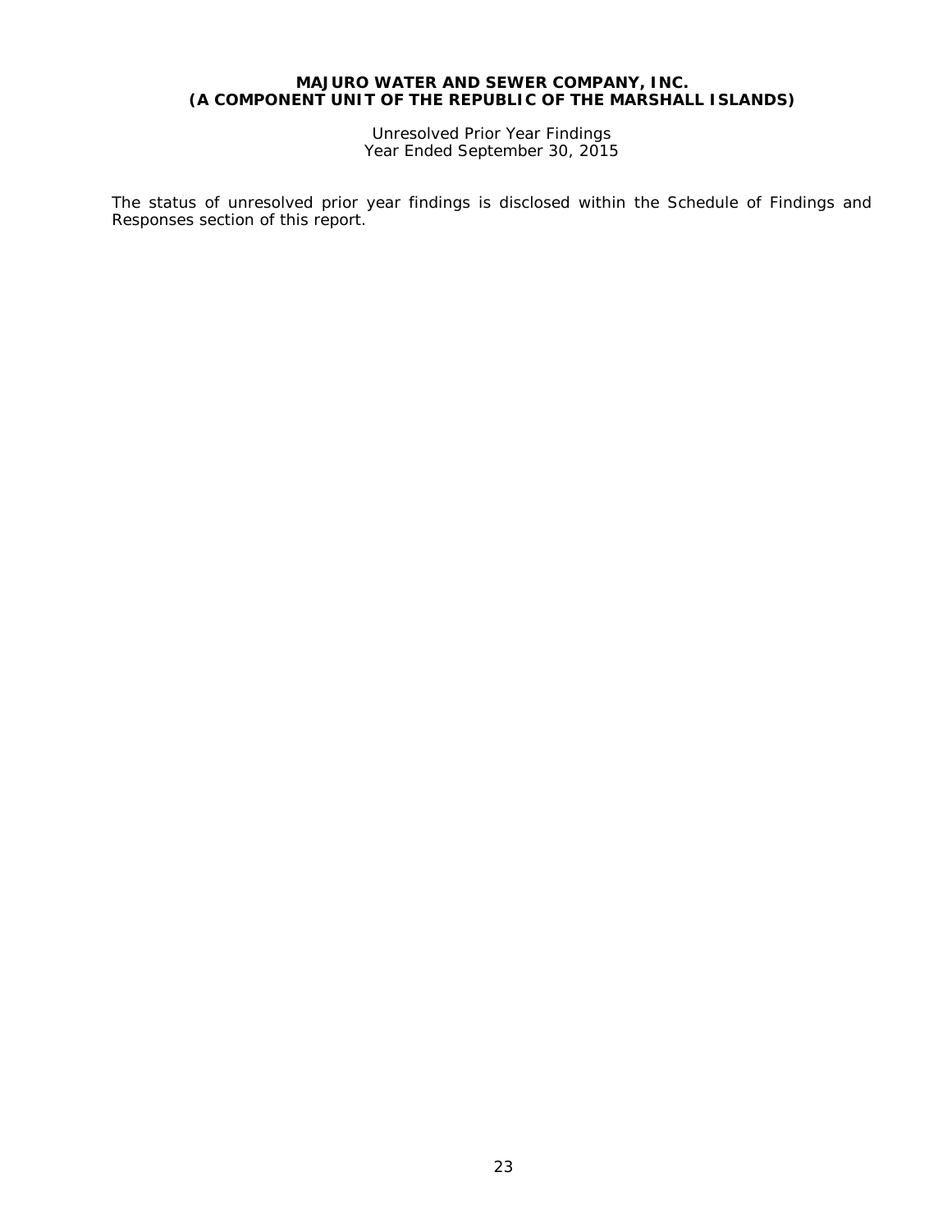**MAJURO WATER AND SEWER COMPANY, INC.**
**(A COMPONENT UNIT OF THE REPUBLIC OF THE MARSHALL ISLANDS)**

Unresolved Prior Year Findings
Year Ended September 30, 2015

The status of unresolved prior year findings is disclosed within the Schedule of Findings and Responses section of this report.